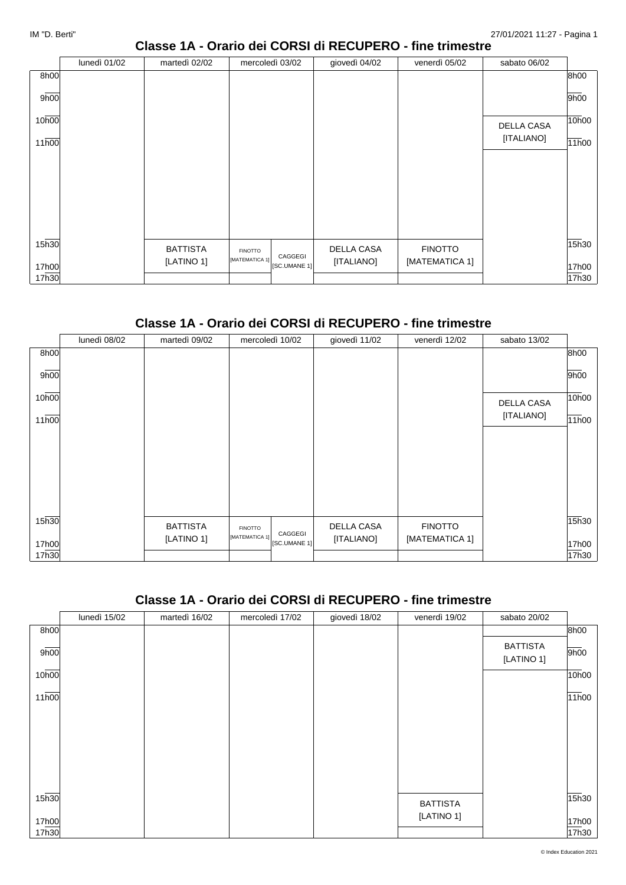## Classe 1A - Orario dei CORSI di RECUPERO - fine trimestre

| | lunedì 01/02 | martedì 02/02 | mercoledì 03/02 | | giovedì 04/02 | venerdì 05/02 | sabato 06/02 |
|---|---|---|---|---|---|---|---|
| 8h00 | | | | | | | |
| 9h00 | | | | | | | |
| 10h00 | | | | | | | DELLA CASA [ITALIANO] |
| 11h00 | | | | | | | |
| 15h30 | | BATTISTA [LATINO 1] | FINOTTO [MATEMATICA 1] | CAGGEGI [SC.UMANE 1] | DELLA CASA [ITALIANO] | FINOTTO [MATEMATICA 1] | |
| 17h00 | | | | | | | |
| 17h30 | | | | | | | |

## Classe 1A - Orario dei CORSI di RECUPERO - fine trimestre

| | lunedì 08/02 | martedì 09/02 | mercoledì 10/02 | | giovedì 11/02 | venerdì 12/02 | sabato 13/02 |
|---|---|---|---|---|---|---|---|
| 8h00 | | | | | | | |
| 9h00 | | | | | | | |
| 10h00 | | | | | | | DELLA CASA [ITALIANO] |
| 11h00 | | | | | | | |
| 15h30 | | BATTISTA [LATINO 1] | FINOTTO [MATEMATICA 1] | CAGGEGI [SC.UMANE 1] | DELLA CASA [ITALIANO] | FINOTTO [MATEMATICA 1] | |
| 17h00 | | | | | | | |
| 17h30 | | | | | | | |

## Classe 1A - Orario dei CORSI di RECUPERO - fine trimestre

| | lunedì 15/02 | martedì 16/02 | mercoledì 17/02 | giovedì 18/02 | venerdì 19/02 | sabato 20/02 |
|---|---|---|---|---|---|---|
| 8h00 | | | | | | |
| 9h00 | | | | | | BATTISTA [LATINO 1] |
| 10h00 | | | | | | |
| 11h00 | | | | | | |
| 15h30 | | | | | BATTISTA [LATINO 1] | |
| 17h00 | | | | | | |
| 17h30 | | | | | | |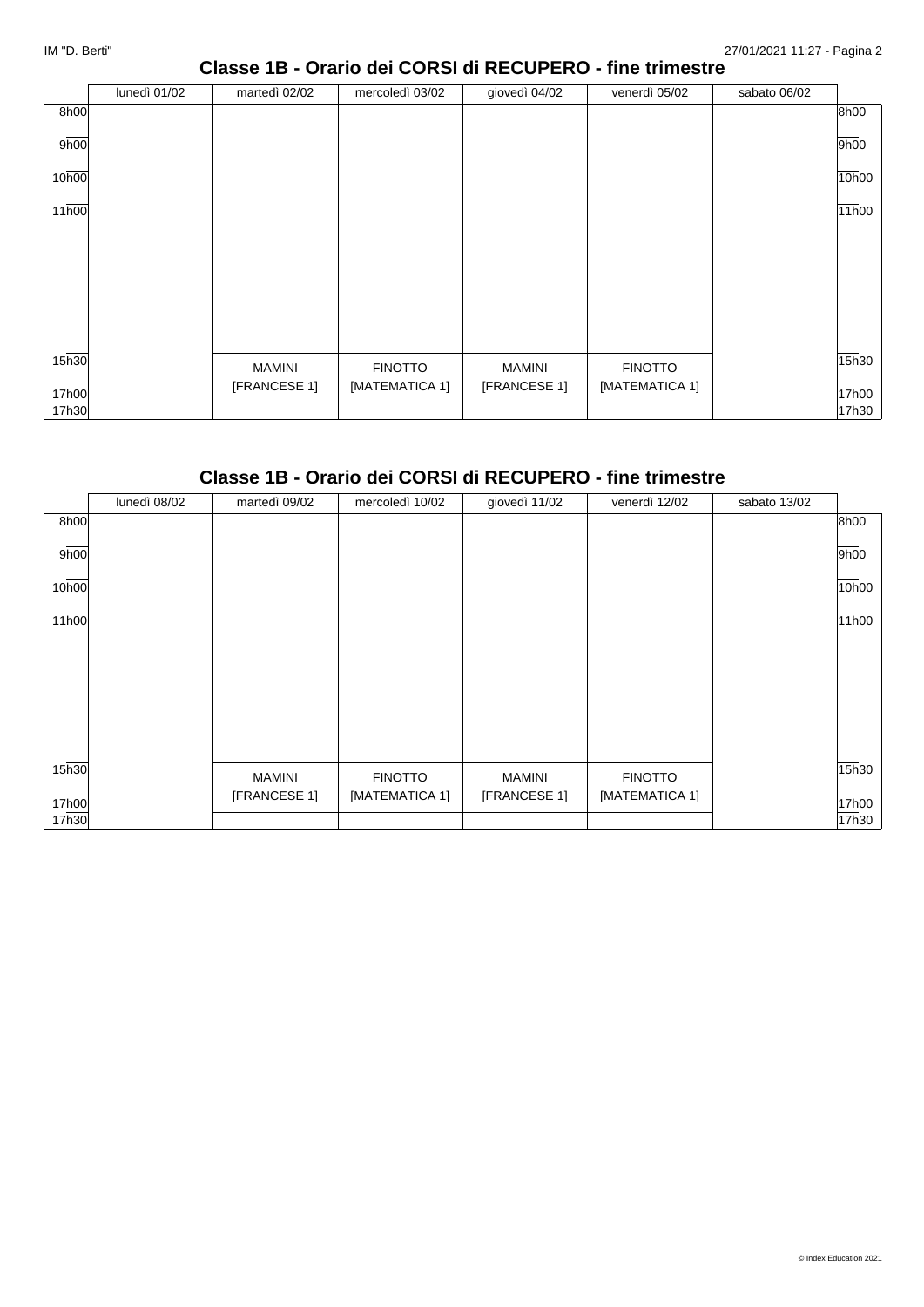## Classe 1B - Orario dei CORSI di RECUPERO - fine trimestre

| | lunedì 01/02 | martedì 02/02 | mercoledì 03/02 | giovedì 04/02 | venerdì 05/02 | sabato 06/02 | |
|---|---|---|---|---|---|---|---|
| 8h00 | | | | | | | 8h00 |
| 9h00 | | | | | | | 9h00 |
| 10h00 | | | | | | | 10h00 |
| 11h00 | | | | | | | 11h00 |
| 15h30 | | MAMINI [FRANCESE 1] | FINOTTO [MATEMATICA 1] | MAMINI [FRANCESE 1] | FINOTTO [MATEMATICA 1] | | 15h30 |
| 17h00 | | | | | | | 17h00 |
| 17h30 | | | | | | | 17h30 |

## Classe 1B - Orario dei CORSI di RECUPERO - fine trimestre

| | lunedì 08/02 | martedì 09/02 | mercoledì 10/02 | giovedì 11/02 | venerdì 12/02 | sabato 13/02 | |
|---|---|---|---|---|---|---|---|
| 8h00 | | | | | | | 8h00 |
| 9h00 | | | | | | | 9h00 |
| 10h00 | | | | | | | 10h00 |
| 11h00 | | | | | | | 11h00 |
| 15h30 | | MAMINI [FRANCESE 1] | FINOTTO [MATEMATICA 1] | MAMINI [FRANCESE 1] | FINOTTO [MATEMATICA 1] | | 15h30 |
| 17h00 | | | | | | | 17h00 |
| 17h30 | | | | | | | 17h30 |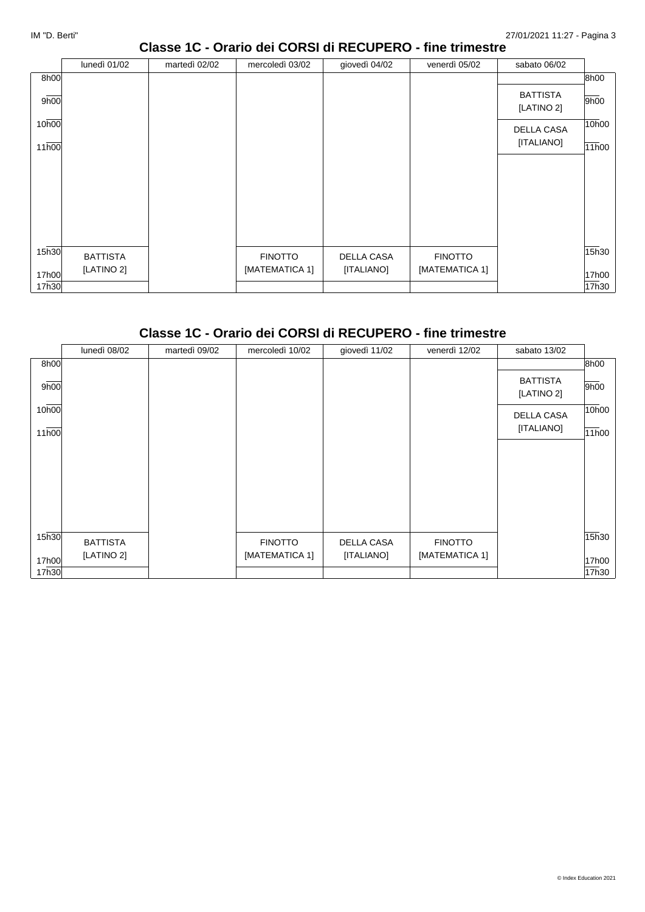## Classe 1C - Orario dei CORSI di RECUPERO - fine trimestre

| | lunedì 01/02 | martedì 02/02 | mercoledì 03/02 | giovedì 04/02 | venerdì 05/02 | sabato 06/02 |
|---|---|---|---|---|---|---|
| 8h00 - 9h00 | | | | | | |
| 9h00 - 10h00 | | | | | | BATTISTA [LATINO 2] |
| 10h00 - 11h00 | | | | | | DELLA CASA [ITALIANO] |
| 15h30 - 17h00 | BATTISTA [LATINO 2] | | FINOTTO [MATEMATICA 1] | DELLA CASA [ITALIANO] | FINOTTO [MATEMATICA 1] | |
| 17h00 - 17h30 | | | | | | |

## Classe 1C - Orario dei CORSI di RECUPERO - fine trimestre

| | lunedì 08/02 | martedì 09/02 | mercoledì 10/02 | giovedì 11/02 | venerdì 12/02 | sabato 13/02 |
|---|---|---|---|---|---|---|
| 8h00 - 9h00 | | | | | | |
| 9h00 - 10h00 | | | | | | BATTISTA [LATINO 2] |
| 10h00 - 11h00 | | | | | | DELLA CASA [ITALIANO] |
| 15h30 - 17h00 | BATTISTA [LATINO 2] | | FINOTTO [MATEMATICA 1] | DELLA CASA [ITALIANO] | FINOTTO [MATEMATICA 1] | |
| 17h00 - 17h30 | | | | | | |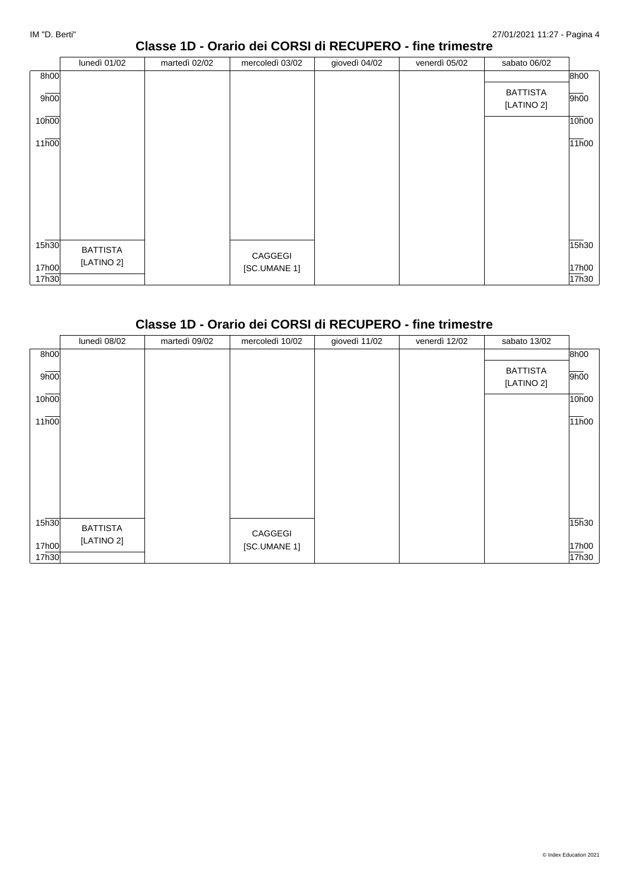## Classe 1D - Orario dei CORSI di RECUPERO - fine trimestre

| | lunedì 01/02 | martedì 02/02 | mercoledì 03/02 | giovedì 04/02 | venerdì 05/02 | sabato 06/02 |
|---|---|---|---|---|---|---|
| 8h00 | | | | | | |
| 9h00 | | | | | | BATTISTA [LATINO 2] |
| 10h00 | | | | | | |
| 11h00 | | | | | | |
| 15h30 | BATTISTA [LATINO 2] | | | | | |
| 16h00 | | | CAGGEGI [SC.UMANE 1] | | | |
| 17h00 | | | | | | |
| 17h30 | | | | | | |

## Classe 1D - Orario dei CORSI di RECUPERO - fine trimestre

| | lunedì 08/02 | martedì 09/02 | mercoledì 10/02 | giovedì 11/02 | venerdì 12/02 | sabato 13/02 |
|---|---|---|---|---|---|---|
| 8h00 | | | | | | |
| 9h00 | | | | | | BATTISTA [LATINO 2] |
| 10h00 | | | | | | |
| 11h00 | | | | | | |
| 15h30 | BATTISTA [LATINO 2] | | | | | |
| 16h00 | | | CAGGEGI [SC.UMANE 1] | | | |
| 17h00 | | | | | | |
| 17h30 | | | | | | |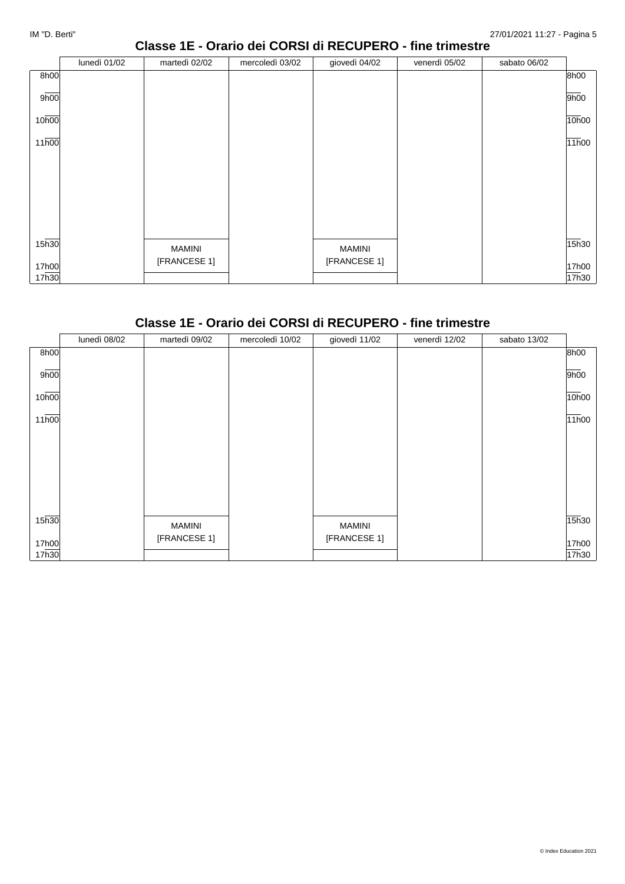## Classe 1E - Orario dei CORSI di RECUPERO - fine trimestre

| | lunedì 01/02 | martedì 02/02 | mercoledì 03/02 | giovedì 04/02 | venerdì 05/02 | sabato 06/02 | |
|---|---|---|---|---|---|---|---|
| 8h00 | | | | | | | 8h00 |
| 9h00 | | | | | | | 9h00 |
| 10h00 | | | | | | | 10h00 |
| 11h00 | | | | | | | 11h00 |
| 15h30 | | MAMINI [FRANCESE 1] | | MAMINI [FRANCESE 1] | | | 15h30 |
| 17h00 | | | | | | | 17h00 |
| 17h30 | | | | | | | 17h30 |

## Classe 1E - Orario dei CORSI di RECUPERO - fine trimestre

| | lunedì 08/02 | martedì 09/02 | mercoledì 10/02 | giovedì 11/02 | venerdì 12/02 | sabato 13/02 | |
|---|---|---|---|---|---|---|---|
| 8h00 | | | | | | | 8h00 |
| 9h00 | | | | | | | 9h00 |
| 10h00 | | | | | | | 10h00 |
| 11h00 | | | | | | | 11h00 |
| 15h30 | | MAMINI [FRANCESE 1] | | MAMINI [FRANCESE 1] | | | 15h30 |
| 17h00 | | | | | | | 17h00 |
| 17h30 | | | | | | | 17h30 |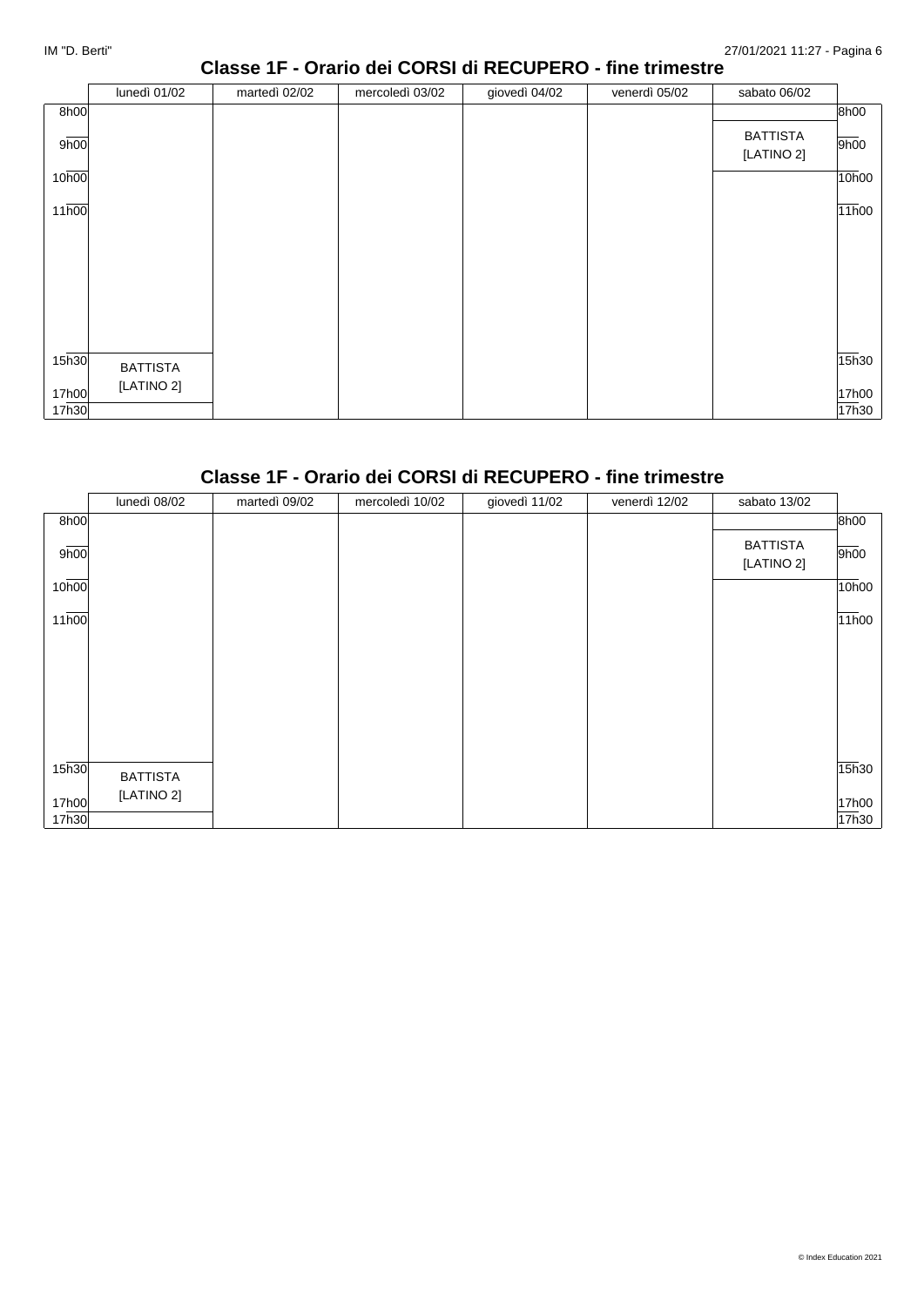## Classe 1F - Orario dei CORSI di RECUPERO - fine trimestre

| | lunedì 01/02 | martedì 02/02 | mercoledì 03/02 | giovedì 04/02 | venerdì 05/02 | sabato 06/02 | |
|---|---|---|---|---|---|---|---|
| 8h00 | | | | | | | 8h00 |
| 9h00 | | | | | | BATTISTA [LATINO 2] | 9h00 |
| 10h00 | | | | | | | 10h00 |
| 11h00 | | | | | | | 11h00 |
| 15h30 | BATTISTA [LATINO 2] | | | | | | 15h30 |
| 17h00 | | | | | | | 17h00 |
| 17h30 | | | | | | | 17h30 |

## Classe 1F - Orario dei CORSI di RECUPERO - fine trimestre

| | lunedì 08/02 | martedì 09/02 | mercoledì 10/02 | giovedì 11/02 | venerdì 12/02 | sabato 13/02 | |
|---|---|---|---|---|---|---|---|
| 8h00 | | | | | | | 8h00 |
| 9h00 | | | | | | BATTISTA [LATINO 2] | 9h00 |
| 10h00 | | | | | | | 10h00 |
| 11h00 | | | | | | | 11h00 |
| 15h30 | BATTISTA [LATINO 2] | | | | | | 15h30 |
| 17h00 | | | | | | | 17h00 |
| 17h30 | | | | | | | 17h30 |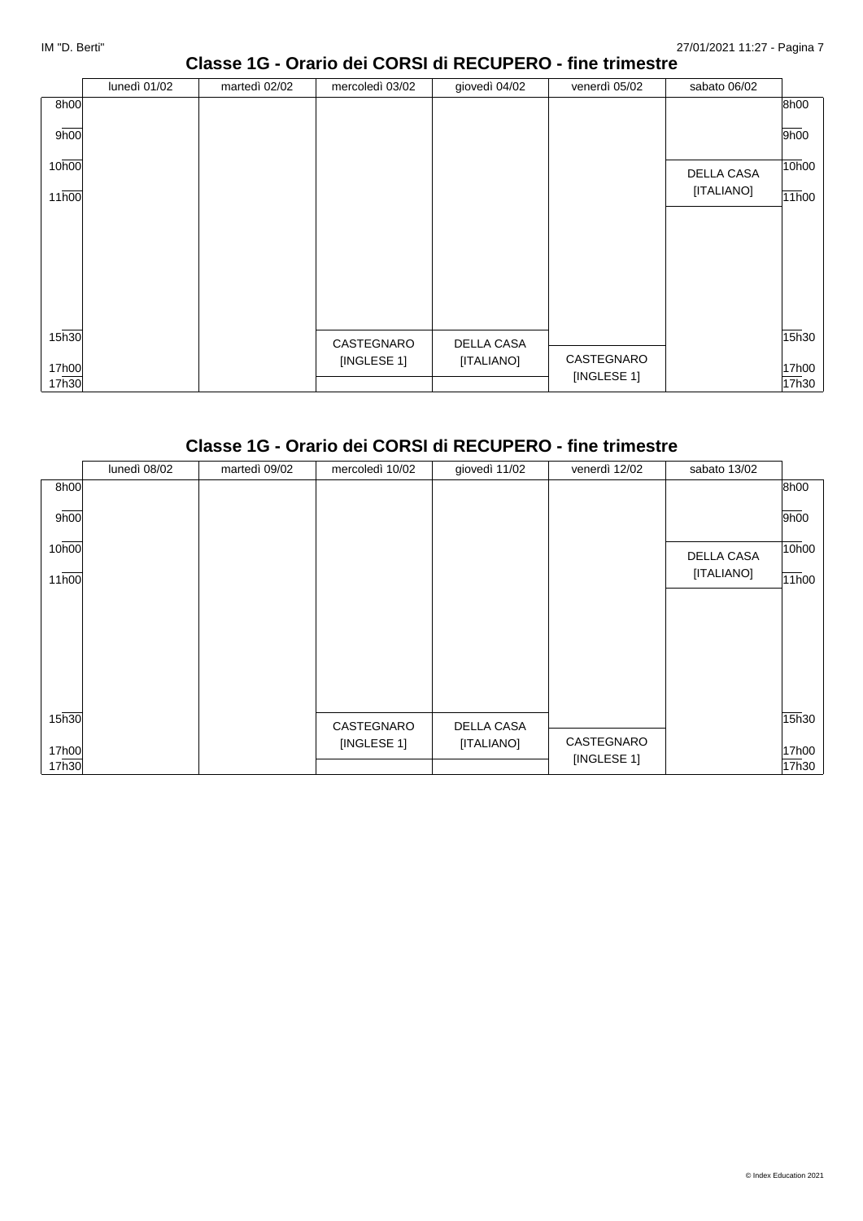## Classe 1G - Orario dei CORSI di RECUPERO - fine trimestre

| | lunedì 01/02 | martedì 02/02 | mercoledì 03/02 | giovedì 04/02 | venerdì 05/02 | sabato 06/02 |
|---|---|---|---|---|---|---|
| 8h00 | | | | | | |
| 9h00 | | | | | | |
| 10h00 | | | | | | DELLA CASA [ITALIANO] |
| 11h00 | | | | | | |
| 15h30 | | | CASTEGNARO [INGLESE 1] | DELLA CASA [ITALIANO] | | |
| 17h00 | | | | | CASTEGNARO [INGLESE 1] | |
| 17h30 | | | | | | |

## Classe 1G - Orario dei CORSI di RECUPERO - fine trimestre

| | lunedì 08/02 | martedì 09/02 | mercoledì 10/02 | giovedì 11/02 | venerdì 12/02 | sabato 13/02 |
|---|---|---|---|---|---|---|
| 8h00 | | | | | | |
| 9h00 | | | | | | |
| 10h00 | | | | | | DELLA CASA [ITALIANO] |
| 11h00 | | | | | | |
| 15h30 | | | CASTEGNARO [INGLESE 1] | DELLA CASA [ITALIANO] | | |
| 17h00 | | | | | CASTEGNARO [INGLESE 1] | |
| 17h30 | | | | | | |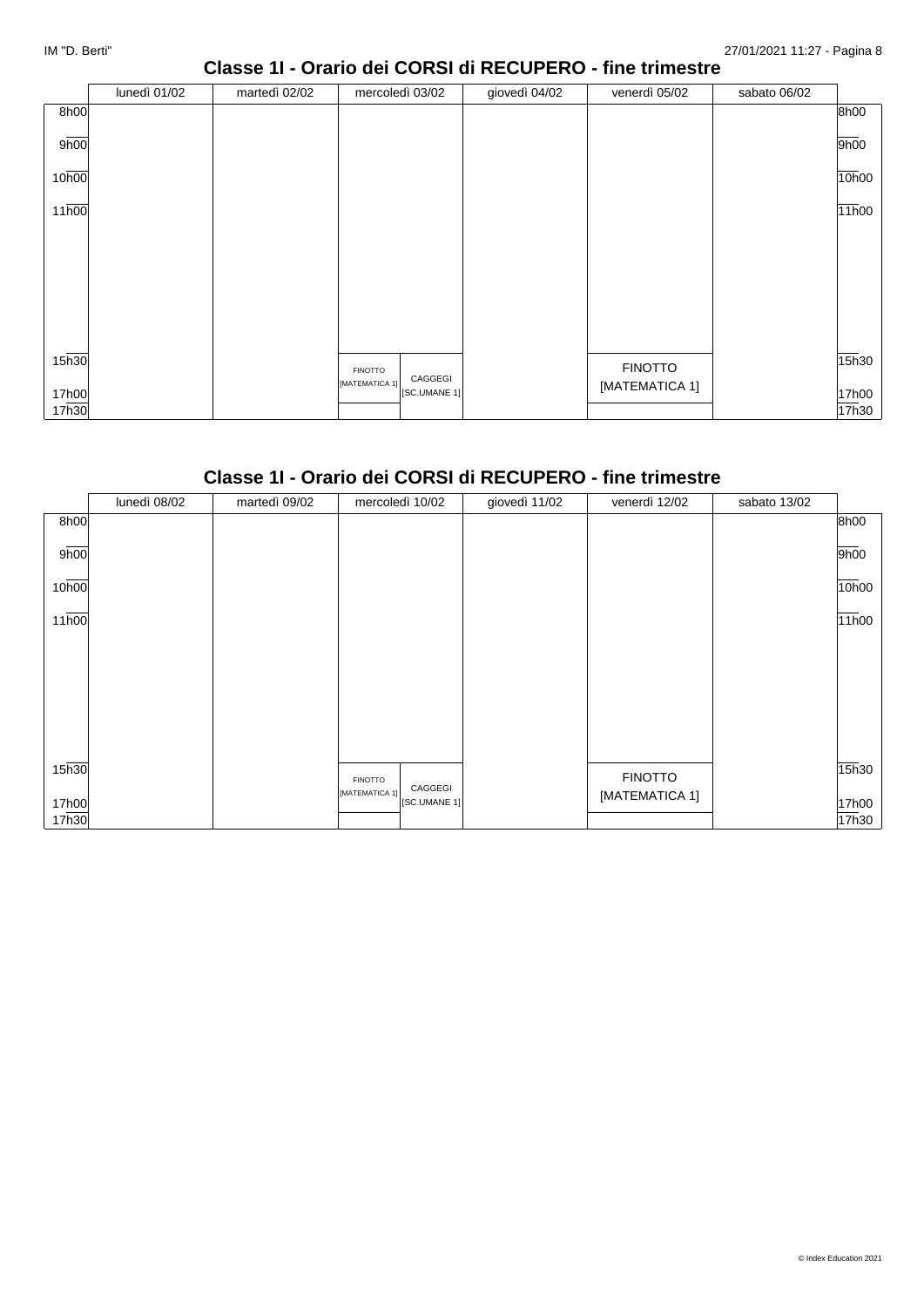## Classe 1I - Orario dei CORSI di RECUPERO - fine trimestre

| | lunedì 01/02 | martedì 02/02 | mercoledì 03/02 | giovedì 04/02 | venerdì 05/02 | sabato 06/02 |
|---|---|---|---|---|---|---|
| 8h00 | | | | | | |
| 9h00 | | | | | | |
| 10h00 | | | | | | |
| 11h00 | | | | | | |
| 15h30 | | | FINOTTO [MATEMATICA 1] / CAGGEGI [SC.UMANE 1] | | FINOTTO [MATEMATICA 1] | |
| 17h00 | | | | | | |
| 17h30 | | | | | | |

## Classe 1I - Orario dei CORSI di RECUPERO - fine trimestre

| | lunedì 08/02 | martedì 09/02 | mercoledì 10/02 | giovedì 11/02 | venerdì 12/02 | sabato 13/02 |
|---|---|---|---|---|---|---|
| 8h00 | | | | | | |
| 9h00 | | | | | | |
| 10h00 | | | | | | |
| 11h00 | | | | | | |
| 15h30 | | | FINOTTO [MATEMATICA 1] / CAGGEGI [SC.UMANE 1] | | FINOTTO [MATEMATICA 1] | |
| 17h00 | | | | | | |
| 17h30 | | | | | | |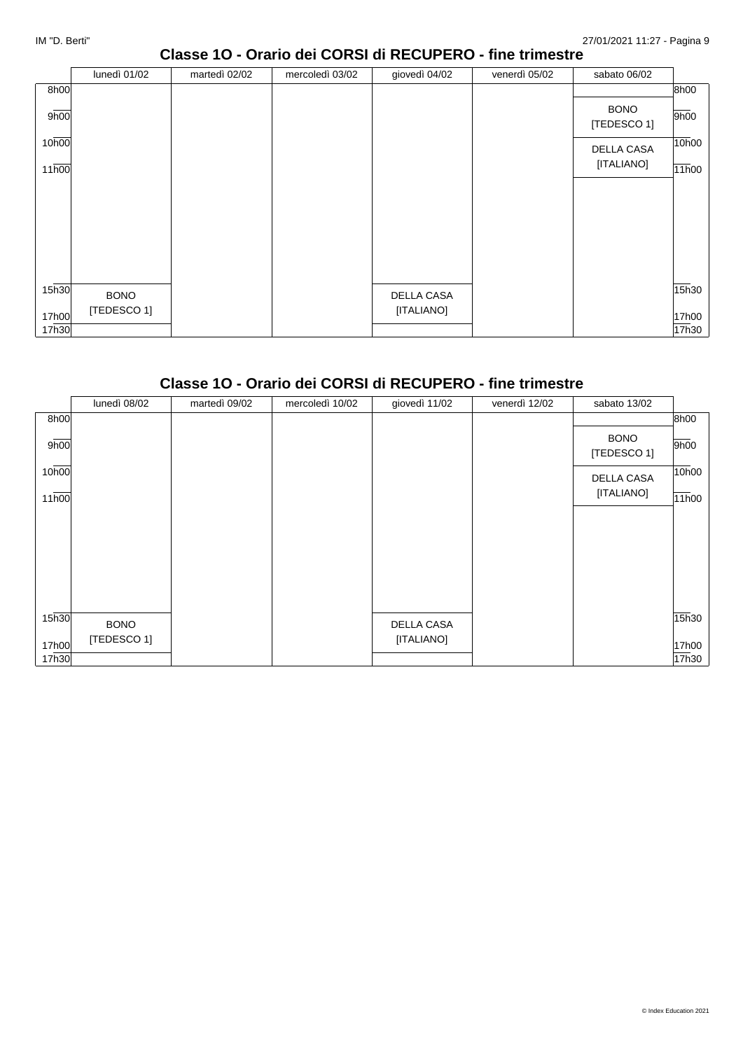## Classe 1O - Orario dei CORSI di RECUPERO - fine trimestre

| | lunedì 01/02 | martedì 02/02 | mercoledì 03/02 | giovedì 04/02 | venerdì 05/02 | sabato 06/02 |
|---|---|---|---|---|---|---|
| 8h00 | | | | | | |
| 9h00 | | | | | | BONO [TEDESCO 1] |
| 10h00 | | | | | | DELLA CASA [ITALIANO] |
| 11h00 | | | | | | |
| 15h30 | BONO [TEDESCO 1] | | | DELLA CASA [ITALIANO] | | |
| 17h00 | | | | | | |
| 17h30 | | | | | | |

## Classe 1O - Orario dei CORSI di RECUPERO - fine trimestre

| | lunedì 08/02 | martedì 09/02 | mercoledì 10/02 | giovedì 11/02 | venerdì 12/02 | sabato 13/02 |
|---|---|---|---|---|---|---|
| 8h00 | | | | | | |
| 9h00 | | | | | | BONO [TEDESCO 1] |
| 10h00 | | | | | | DELLA CASA [ITALIANO] |
| 11h00 | | | | | | |
| 15h30 | BONO [TEDESCO 1] | | | DELLA CASA [ITALIANO] | | |
| 17h00 | | | | | | |
| 17h30 | | | | | | |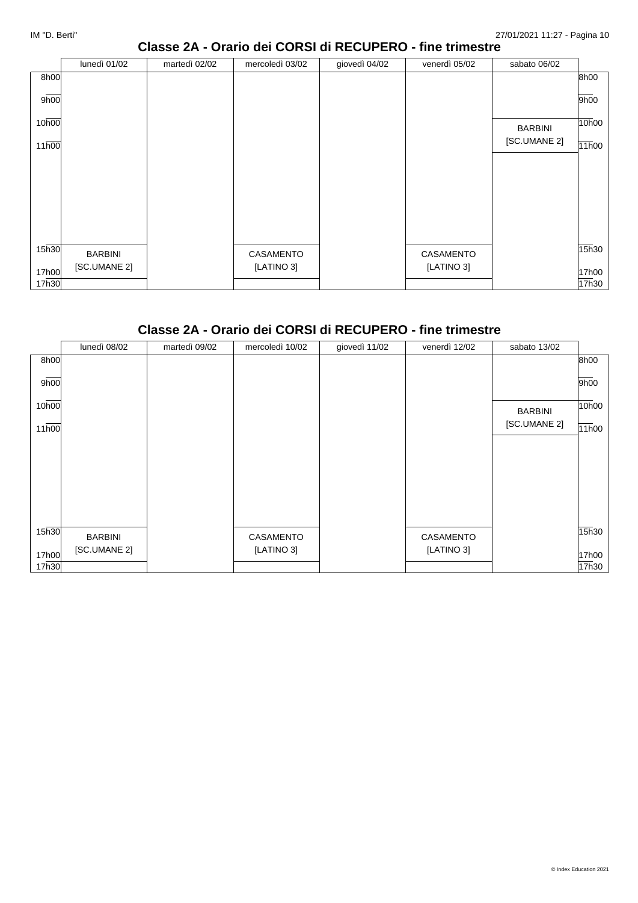## Classe 2A - Orario dei CORSI di RECUPERO - fine trimestre

| | lunedì 01/02 | martedì 02/02 | mercoledì 03/02 | giovedì 04/02 | venerdì 05/02 | sabato 06/02 | |
|---|---|---|---|---|---|---|---|
| 8h00 | | | | | | | 8h00 |
| 9h00 | | | | | | | 9h00 |
| 10h00 | | | | | | BARBINI [SC.UMANE 2] | 10h00 |
| 11h00 | | | | | | | 11h00 |
| 15h30 | BARBINI [SC.UMANE 2] | | CASAMENTO [LATINO 3] | | CASAMENTO [LATINO 3] | | 15h30 |
| 17h00 | | | | | | | 17h00 |
| 17h30 | | | | | | | 17h30 |

## Classe 2A - Orario dei CORSI di RECUPERO - fine trimestre

| | lunedì 08/02 | martedì 09/02 | mercoledì 10/02 | giovedì 11/02 | venerdì 12/02 | sabato 13/02 | |
|---|---|---|---|---|---|---|---|
| 8h00 | | | | | | | 8h00 |
| 9h00 | | | | | | | 9h00 |
| 10h00 | | | | | | BARBINI [SC.UMANE 2] | 10h00 |
| 11h00 | | | | | | | 11h00 |
| 15h30 | BARBINI [SC.UMANE 2] | | CASAMENTO [LATINO 3] | | CASAMENTO [LATINO 3] | | 15h30 |
| 17h00 | | | | | | | 17h00 |
| 17h30 | | | | | | | 17h30 |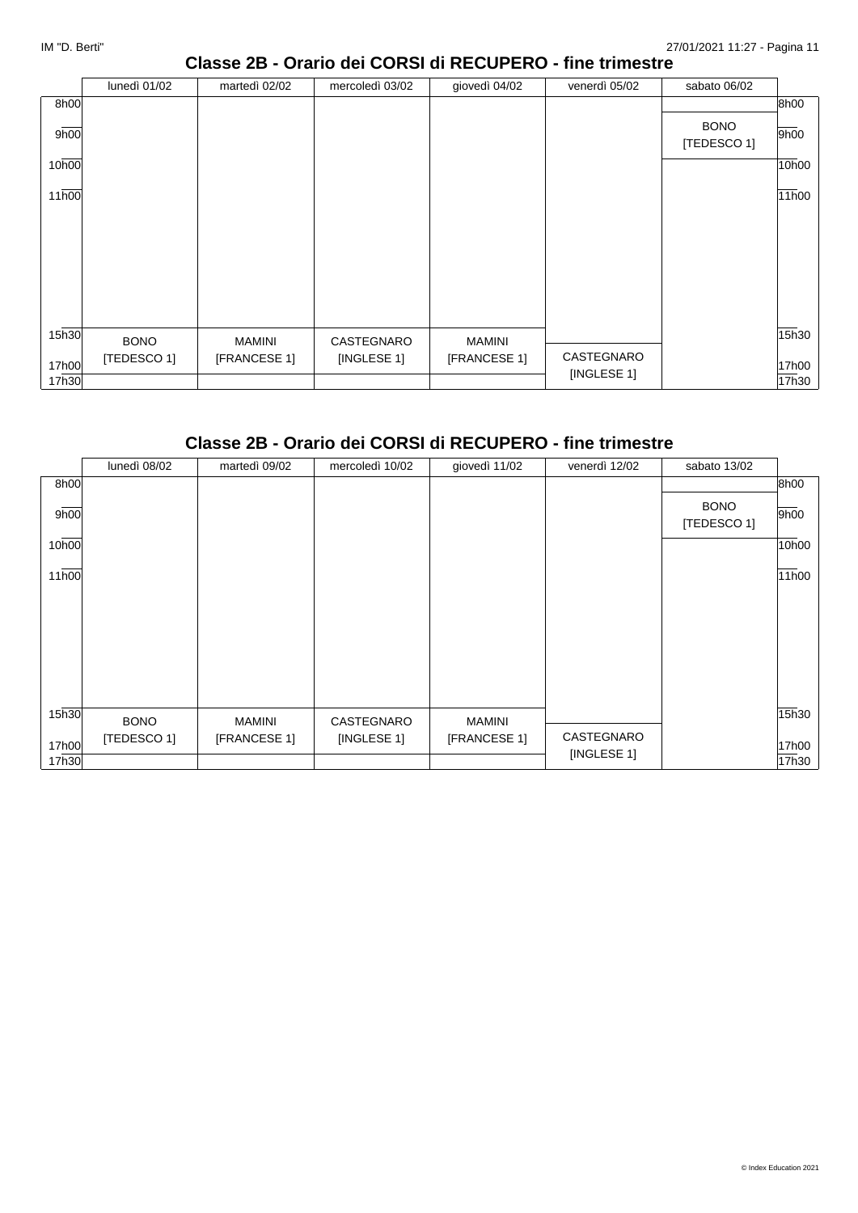## Classe 2B - Orario dei CORSI di RECUPERO - fine trimestre

| | lunedì 01/02 | martedì 02/02 | mercoledì 03/02 | giovedì 04/02 | venerdì 05/02 | sabato 06/02 |
|---|---|---|---|---|---|---|
| 8h00 - 10h00 | | | | | | BONO [TEDESCO 1] |
| 15h30 - 17h30 | BONO [TEDESCO 1] | MAMINI [FRANCESE 1] | CASTEGNARO [INGLESE 1] | MAMINI [FRANCESE 1] | CASTEGNARO [INGLESE 1] | |

## Classe 2B - Orario dei CORSI di RECUPERO - fine trimestre

| | lunedì 08/02 | martedì 09/02 | mercoledì 10/02 | giovedì 11/02 | venerdì 12/02 | sabato 13/02 |
|---|---|---|---|---|---|---|
| 8h00 - 10h00 | | | | | | BONO [TEDESCO 1] |
| 15h30 - 17h30 | BONO [TEDESCO 1] | MAMINI [FRANCESE 1] | CASTEGNARO [INGLESE 1] | MAMINI [FRANCESE 1] | CASTEGNARO [INGLESE 1] | |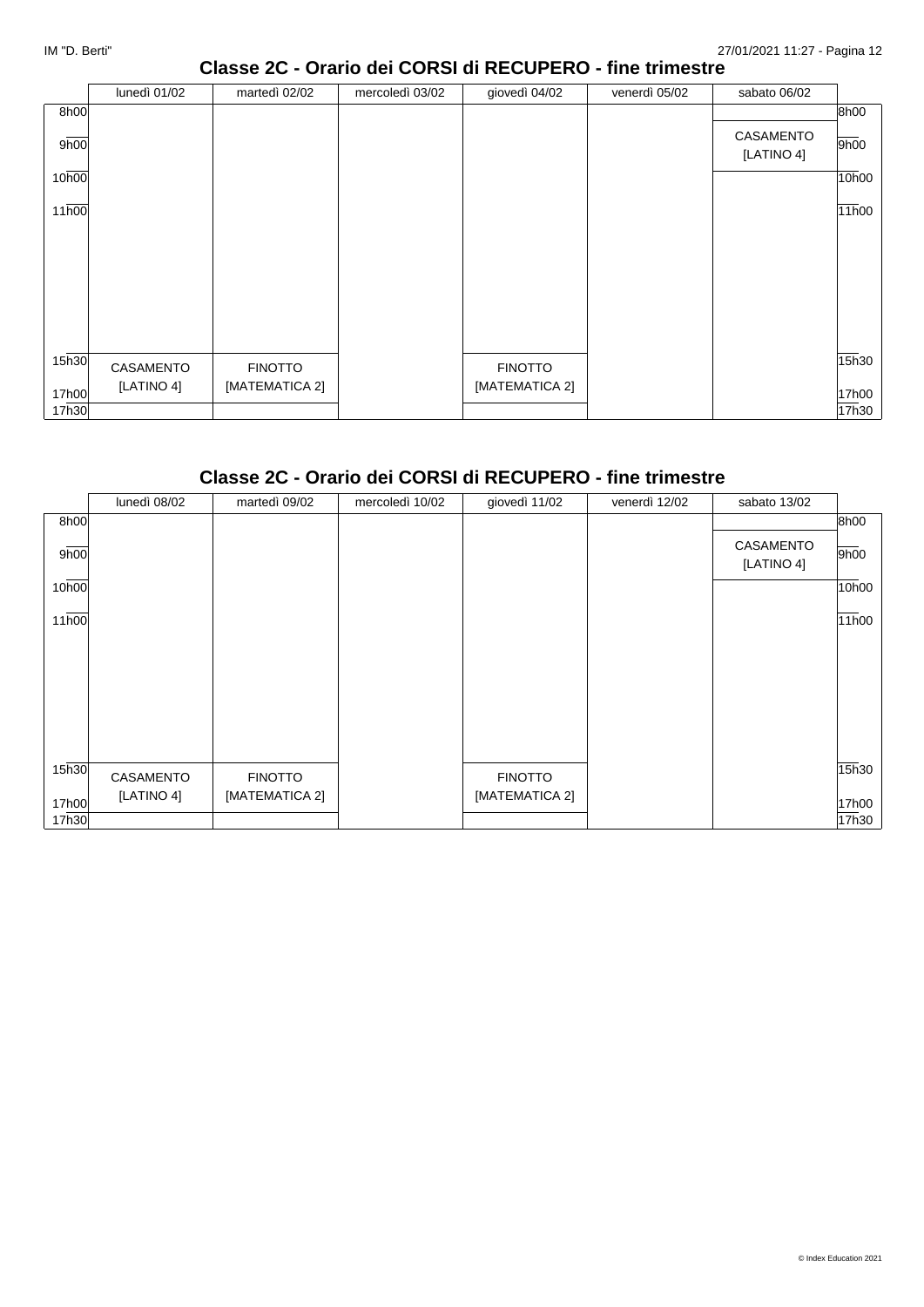## Classe 2C - Orario dei CORSI di RECUPERO - fine trimestre

| | lunedì 01/02 | martedì 02/02 | mercoledì 03/02 | giovedì 04/02 | venerdì 05/02 | sabato 06/02 | |
|---|---|---|---|---|---|---|---|
| 8h00 | | | | | | | 8h00 |
| 9h00 | | | | | | CASAMENTO [LATINO 4] | 9h00 |
| 10h00 | | | | | | | 10h00 |
| 11h00 | | | | | | | 11h00 |
| 15h30 | CASAMENTO [LATINO 4] | FINOTTO [MATEMATICA 2] | | FINOTTO [MATEMATICA 2] | | | 15h30 |
| 17h00 | | | | | | | 17h00 |
| 17h30 | | | | | | | 17h30 |

## Classe 2C - Orario dei CORSI di RECUPERO - fine trimestre

| | lunedì 08/02 | martedì 09/02 | mercoledì 10/02 | giovedì 11/02 | venerdì 12/02 | sabato 13/02 | |
|---|---|---|---|---|---|---|---|
| 8h00 | | | | | | | 8h00 |
| 9h00 | | | | | | CASAMENTO [LATINO 4] | 9h00 |
| 10h00 | | | | | | | 10h00 |
| 11h00 | | | | | | | 11h00 |
| 15h30 | CASAMENTO [LATINO 4] | FINOTTO [MATEMATICA 2] | | FINOTTO [MATEMATICA 2] | | | 15h30 |
| 17h00 | | | | | | | 17h00 |
| 17h30 | | | | | | | 17h30 |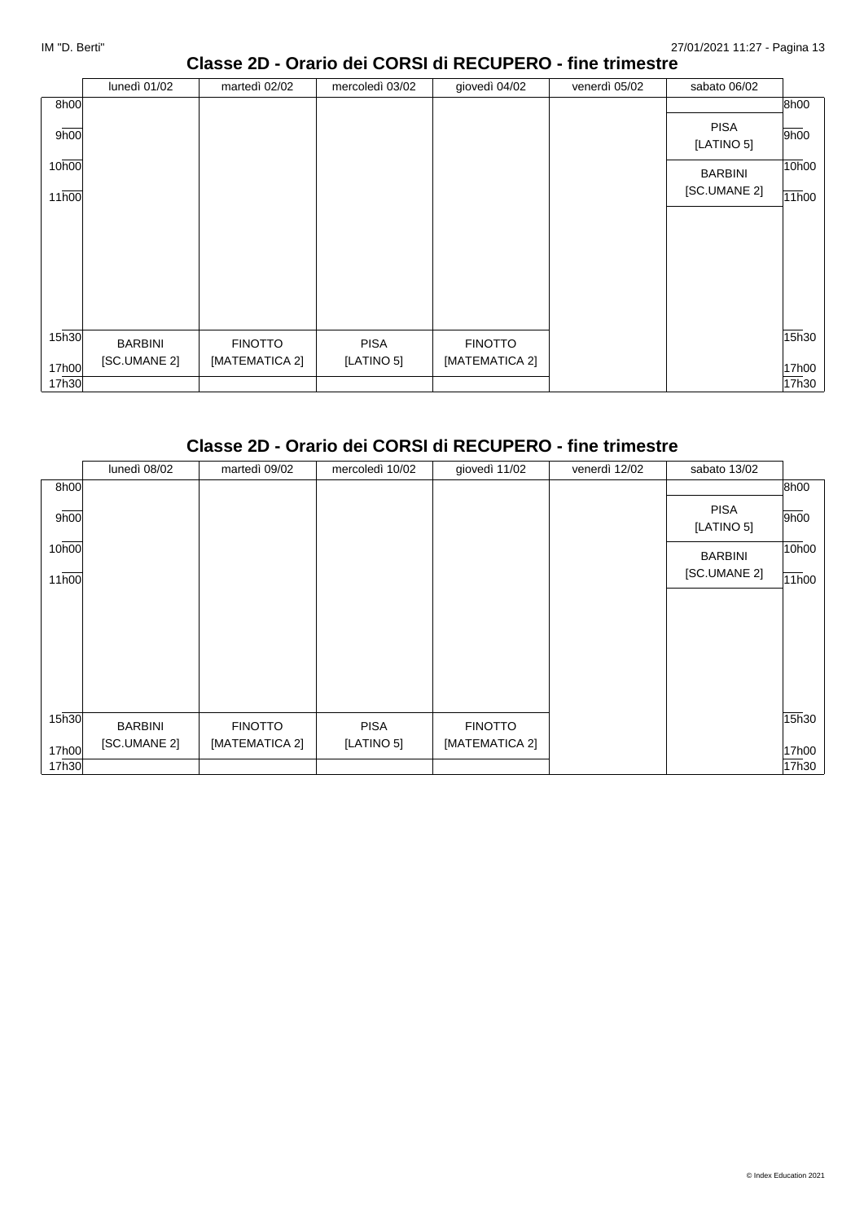## Classe 2D - Orario dei CORSI di RECUPERO - fine trimestre

| | lunedì 01/02 | martedì 02/02 | mercoledì 03/02 | giovedì 04/02 | venerdì 05/02 | sabato 06/02 | |
|---|---|---|---|---|---|---|---|
| 8h00 | | | | | | | 8h00 |
| 9h00 | | | | | | PISA [LATINO 5] | 9h00 |
| 10h00 | | | | | | BARBINI [SC.UMANE 2] | 10h00 |
| 11h00 | | | | | | | 11h00 |
| 15h30 | BARBINI [SC.UMANE 2] | FINOTTO [MATEMATICA 2] | PISA [LATINO 5] | FINOTTO [MATEMATICA 2] | | | 15h30 |
| 17h00 | | | | | | | 17h00 |
| 17h30 | | | | | | | 17h30 |

## Classe 2D - Orario dei CORSI di RECUPERO - fine trimestre

| | lunedì 08/02 | martedì 09/02 | mercoledì 10/02 | giovedì 11/02 | venerdì 12/02 | sabato 13/02 | |
|---|---|---|---|---|---|---|---|
| 8h00 | | | | | | | 8h00 |
| 9h00 | | | | | | PISA [LATINO 5] | 9h00 |
| 10h00 | | | | | | BARBINI [SC.UMANE 2] | 10h00 |
| 11h00 | | | | | | | 11h00 |
| 15h30 | BARBINI [SC.UMANE 2] | FINOTTO [MATEMATICA 2] | PISA [LATINO 5] | FINOTTO [MATEMATICA 2] | | | 15h30 |
| 17h00 | | | | | | | 17h00 |
| 17h30 | | | | | | | 17h30 |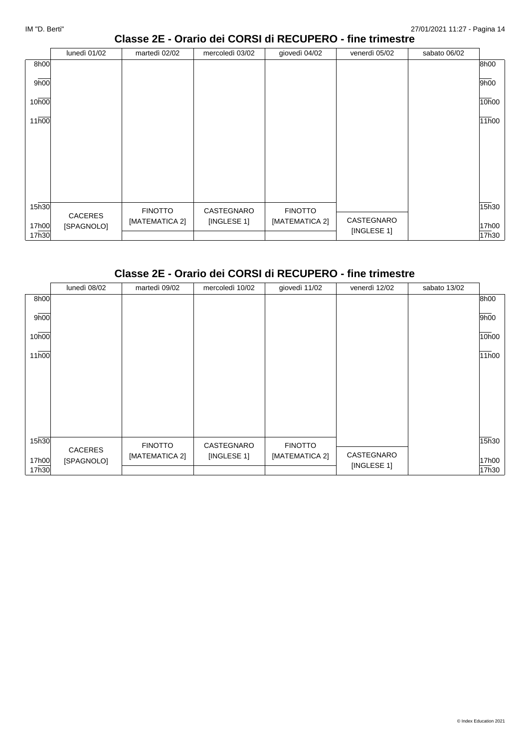## Classe 2E - Orario dei CORSI di RECUPERO - fine trimestre

| | lunedì 01/02 | martedì 02/02 | mercoledì 03/02 | giovedì 04/02 | venerdì 05/02 | sabato 06/02 | |
|---|---|---|---|---|---|---|---|
| 8h00 | | | | | | | 8h00 |
| 9h00 | | | | | | | 9h00 |
| 10h00 | | | | | | | 10h00 |
| 11h00 | | | | | | | 11h00 |
| 15h30 | CACERES [SPAGNOLO] | FINOTTO [MATEMATICA 2] | CASTEGNARO [INGLESE 1] | FINOTTO [MATEMATICA 2] | | | 15h30 |
| 17h00 | | | | | CASTEGNARO [INGLESE 1] | | 17h00 |
| 17h30 | | | | | | | 17h30 |

## Classe 2E - Orario dei CORSI di RECUPERO - fine trimestre

| | lunedì 08/02 | martedì 09/02 | mercoledì 10/02 | giovedì 11/02 | venerdì 12/02 | sabato 13/02 | |
|---|---|---|---|---|---|---|---|
| 8h00 | | | | | | | 8h00 |
| 9h00 | | | | | | | 9h00 |
| 10h00 | | | | | | | 10h00 |
| 11h00 | | | | | | | 11h00 |
| 15h30 | CACERES [SPAGNOLO] | FINOTTO [MATEMATICA 2] | CASTEGNARO [INGLESE 1] | FINOTTO [MATEMATICA 2] | | | 15h30 |
| 17h00 | | | | | CASTEGNARO [INGLESE 1] | | 17h00 |
| 17h30 | | | | | | | 17h30 |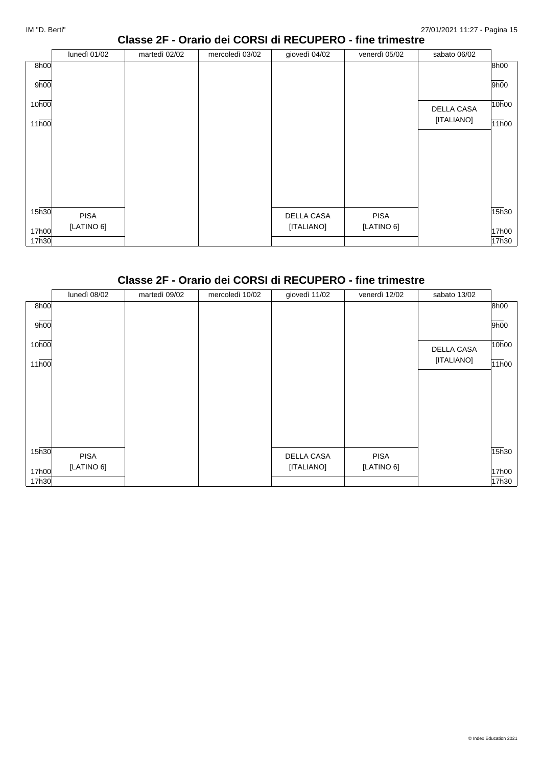## Classe 2F - Orario dei CORSI di RECUPERO - fine trimestre

| | lunedì 01/02 | martedì 02/02 | mercoledì 03/02 | giovedì 04/02 | venerdì 05/02 | sabato 06/02 |
|---|---|---|---|---|---|---|
| 10h00-11h00 | | | | | | DELLA CASA [ITALIANO] |
| 15h30-17h00 | PISA [LATINO 6] | | | DELLA CASA [ITALIANO] | PISA [LATINO 6] | |

## Classe 2F - Orario dei CORSI di RECUPERO - fine trimestre

| | lunedì 08/02 | martedì 09/02 | mercoledì 10/02 | giovedì 11/02 | venerdì 12/02 | sabato 13/02 |
|---|---|---|---|---|---|---|
| 10h00-11h00 | | | | | | DELLA CASA [ITALIANO] |
| 15h30-17h00 | PISA [LATINO 6] | | | DELLA CASA [ITALIANO] | PISA [LATINO 6] | |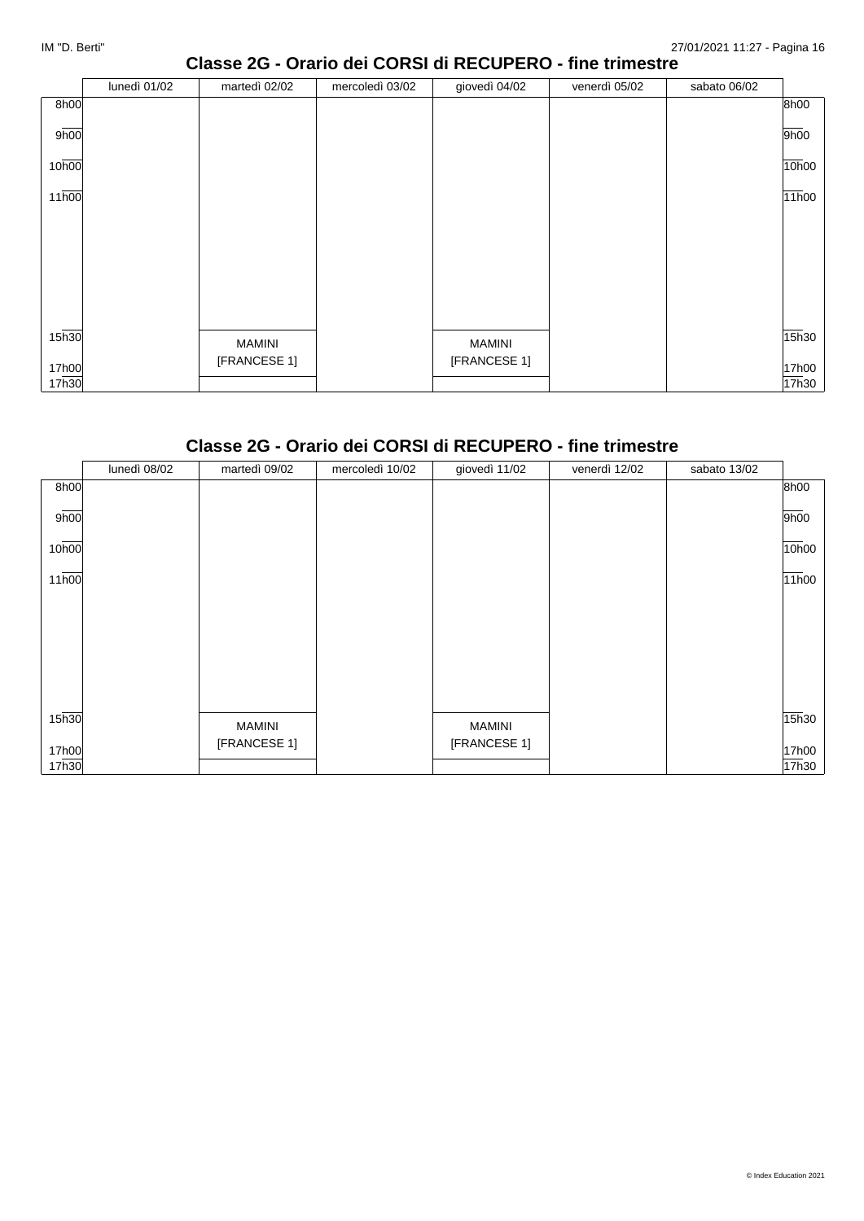## Classe 2G - Orario dei CORSI di RECUPERO - fine trimestre

| | lunedì 01/02 | martedì 02/02 | mercoledì 03/02 | giovedì 04/02 | venerdì 05/02 | sabato 06/02 | |
|---|---|---|---|---|---|---|---|
| 8h00 | | | | | | | 8h00 |
| 9h00 | | | | | | | 9h00 |
| 10h00 | | | | | | | 10h00 |
| 11h00 | | | | | | | 11h00 |
| 15h30 | | MAMINI [FRANCESE 1] | | MAMINI [FRANCESE 1] | | | 15h30 |
| 17h00 | | | | | | | 17h00 |
| 17h30 | | | | | | | 17h30 |

## Classe 2G - Orario dei CORSI di RECUPERO - fine trimestre

| | lunedì 08/02 | martedì 09/02 | mercoledì 10/02 | giovedì 11/02 | venerdì 12/02 | sabato 13/02 | |
|---|---|---|---|---|---|---|---|
| 8h00 | | | | | | | 8h00 |
| 9h00 | | | | | | | 9h00 |
| 10h00 | | | | | | | 10h00 |
| 11h00 | | | | | | | 11h00 |
| 15h30 | | MAMINI [FRANCESE 1] | | MAMINI [FRANCESE 1] | | | 15h30 |
| 17h00 | | | | | | | 17h00 |
| 17h30 | | | | | | | 17h30 |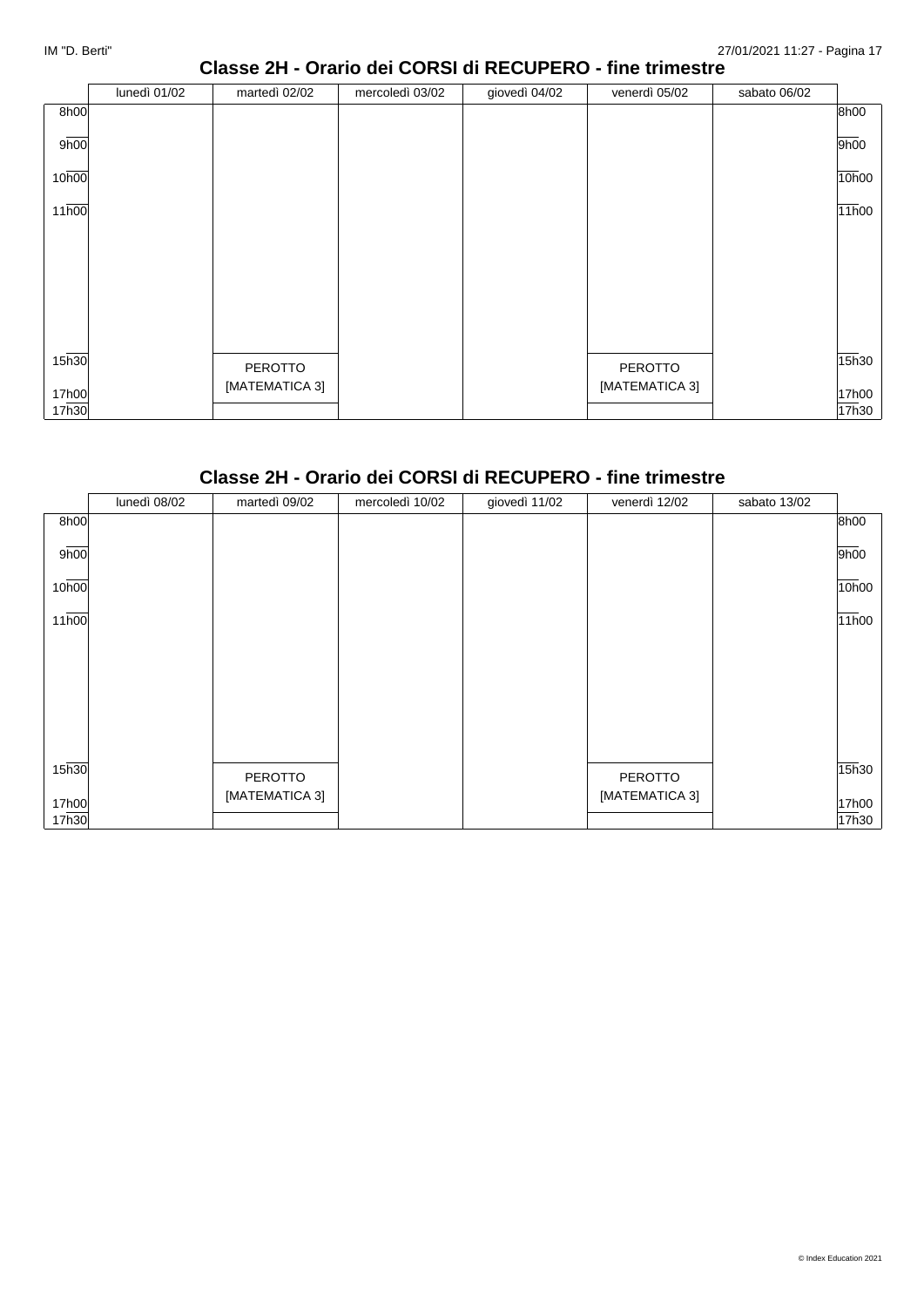## Classe 2H - Orario dei CORSI di RECUPERO - fine trimestre

| | lunedì 01/02 | martedì 02/02 | mercoledì 03/02 | giovedì 04/02 | venerdì 05/02 | sabato 06/02 |
|---|---|---|---|---|---|---|
| 8h00 | | | | | | |
| 9h00 | | | | | | |
| 10h00 | | | | | | |
| 11h00 | | | | | | |
| 15h30 - 17h00 | | PEROTTO [MATEMATICA 3] | | | PEROTTO [MATEMATICA 3] | |
| 17h30 | | | | | | |

## Classe 2H - Orario dei CORSI di RECUPERO - fine trimestre

| | lunedì 08/02 | martedì 09/02 | mercoledì 10/02 | giovedì 11/02 | venerdì 12/02 | sabato 13/02 |
|---|---|---|---|---|---|---|
| 8h00 | | | | | | |
| 9h00 | | | | | | |
| 10h00 | | | | | | |
| 11h00 | | | | | | |
| 15h30 - 17h00 | | PEROTTO [MATEMATICA 3] | | | PEROTTO [MATEMATICA 3] | |
| 17h30 | | | | | | |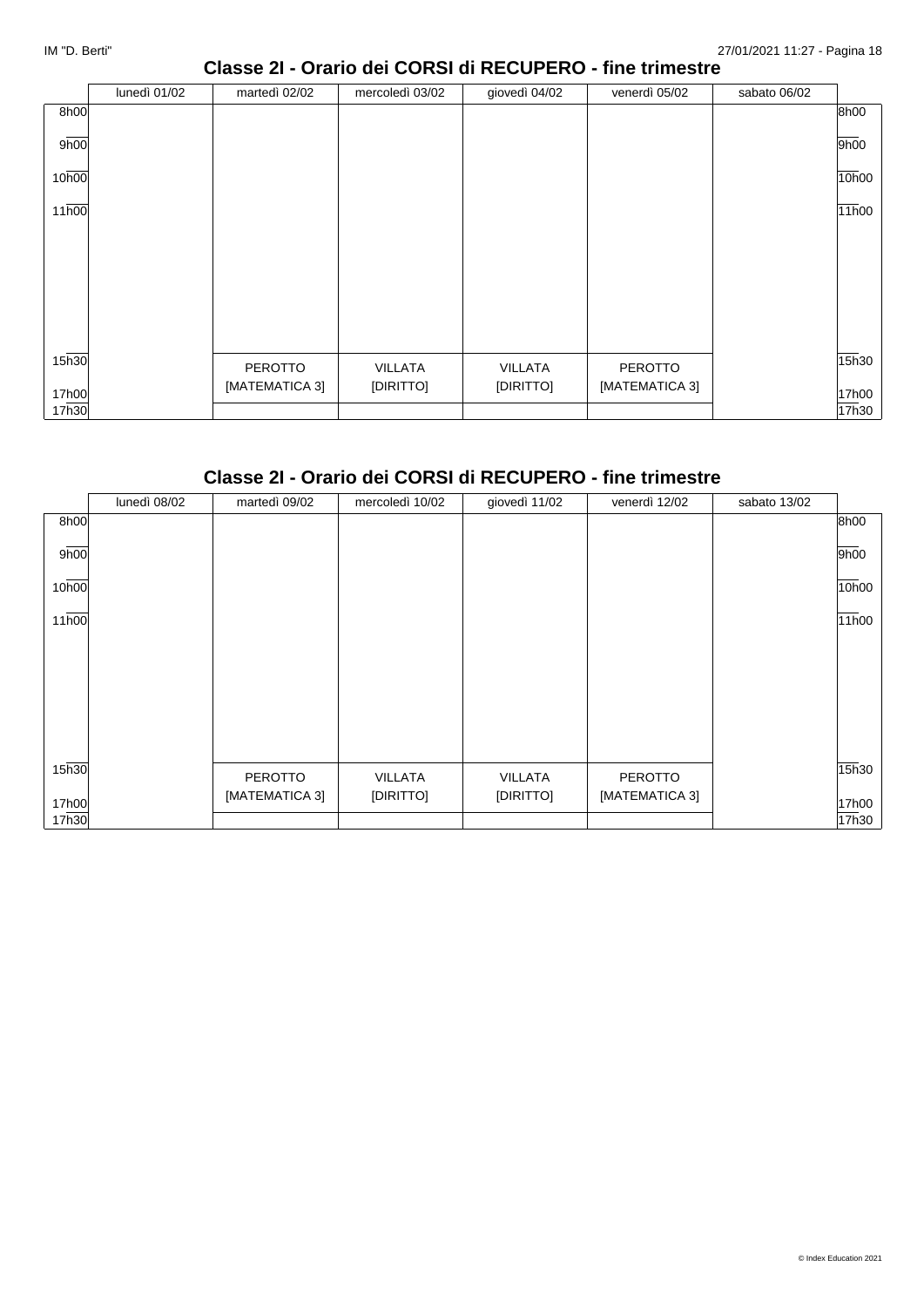## Classe 2I - Orario dei CORSI di RECUPERO - fine trimestre

| | lunedì 01/02 | martedì 02/02 | mercoledì 03/02 | giovedì 04/02 | venerdì 05/02 | sabato 06/02 |
|---|---|---|---|---|---|---|
| 8h00 | | | | | | |
| 9h00 | | | | | | |
| 10h00 | | | | | | |
| 11h00 | | | | | | |
| 15h30 - 17h30 | | PEROTTO [MATEMATICA 3] | VILLATA [DIRITTO] | VILLATA [DIRITTO] | PEROTTO [MATEMATICA 3] | |

## Classe 2I - Orario dei CORSI di RECUPERO - fine trimestre

| | lunedì 08/02 | martedì 09/02 | mercoledì 10/02 | giovedì 11/02 | venerdì 12/02 | sabato 13/02 |
|---|---|---|---|---|---|---|
| 8h00 | | | | | | |
| 9h00 | | | | | | |
| 10h00 | | | | | | |
| 11h00 | | | | | | |
| 15h30 - 17h30 | | PEROTTO [MATEMATICA 3] | VILLATA [DIRITTO] | VILLATA [DIRITTO] | PEROTTO [MATEMATICA 3] | |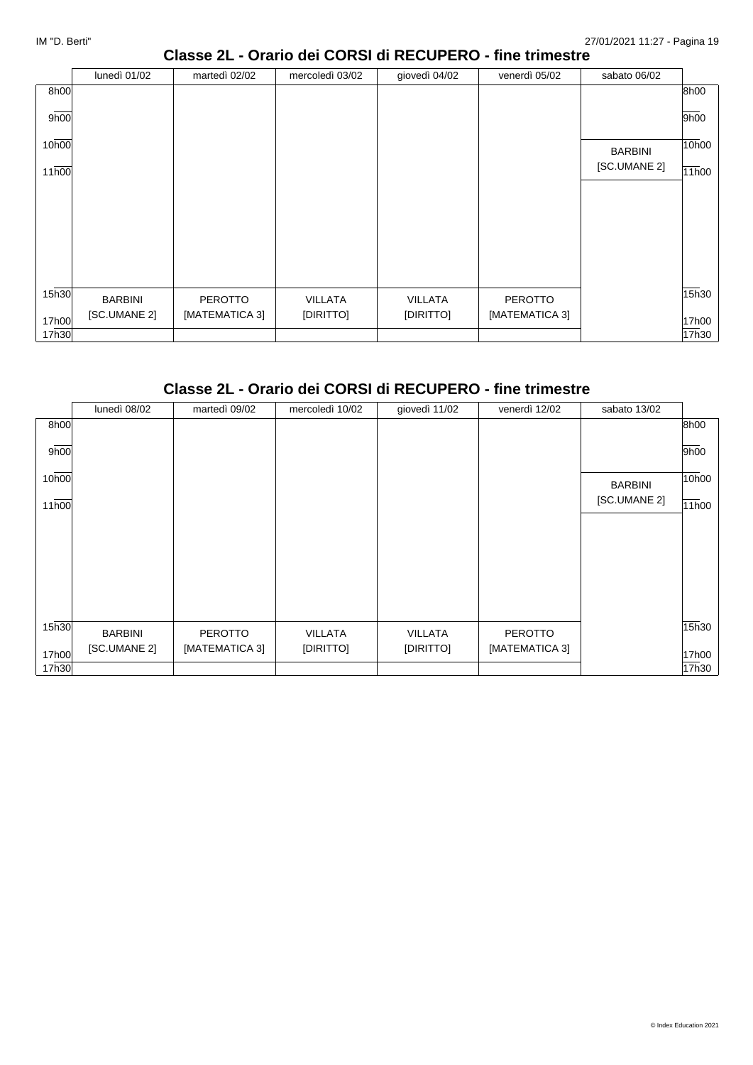## Classe 2L - Orario dei CORSI di RECUPERO - fine trimestre

| | lunedì 01/02 | martedì 02/02 | mercoledì 03/02 | giovedì 04/02 | venerdì 05/02 | sabato 06/02 | |
|---|---|---|---|---|---|---|---|
| 8h00 | | | | | | | 8h00 |
| 9h00 | | | | | | | 9h00 |
| 10h00 | | | | | | BARBINI [SC.UMANE 2] | 10h00 |
| 11h00 | | | | | | | 11h00 |
| 15h30 | BARBINI [SC.UMANE 2] | PEROTTO [MATEMATICA 3] | VILLATA [DIRITTO] | VILLATA [DIRITTO] | PEROTTO [MATEMATICA 3] | | 15h30 |
| 17h00 | | | | | | | 17h00 |
| 17h30 | | | | | | | 17h30 |

## Classe 2L - Orario dei CORSI di RECUPERO - fine trimestre

| | lunedì 08/02 | martedì 09/02 | mercoledì 10/02 | giovedì 11/02 | venerdì 12/02 | sabato 13/02 | |
|---|---|---|---|---|---|---|---|
| 8h00 | | | | | | | 8h00 |
| 9h00 | | | | | | | 9h00 |
| 10h00 | | | | | | BARBINI [SC.UMANE 2] | 10h00 |
| 11h00 | | | | | | | 11h00 |
| 15h30 | BARBINI [SC.UMANE 2] | PEROTTO [MATEMATICA 3] | VILLATA [DIRITTO] | VILLATA [DIRITTO] | PEROTTO [MATEMATICA 3] | | 15h30 |
| 17h00 | | | | | | | 17h00 |
| 17h30 | | | | | | | 17h30 |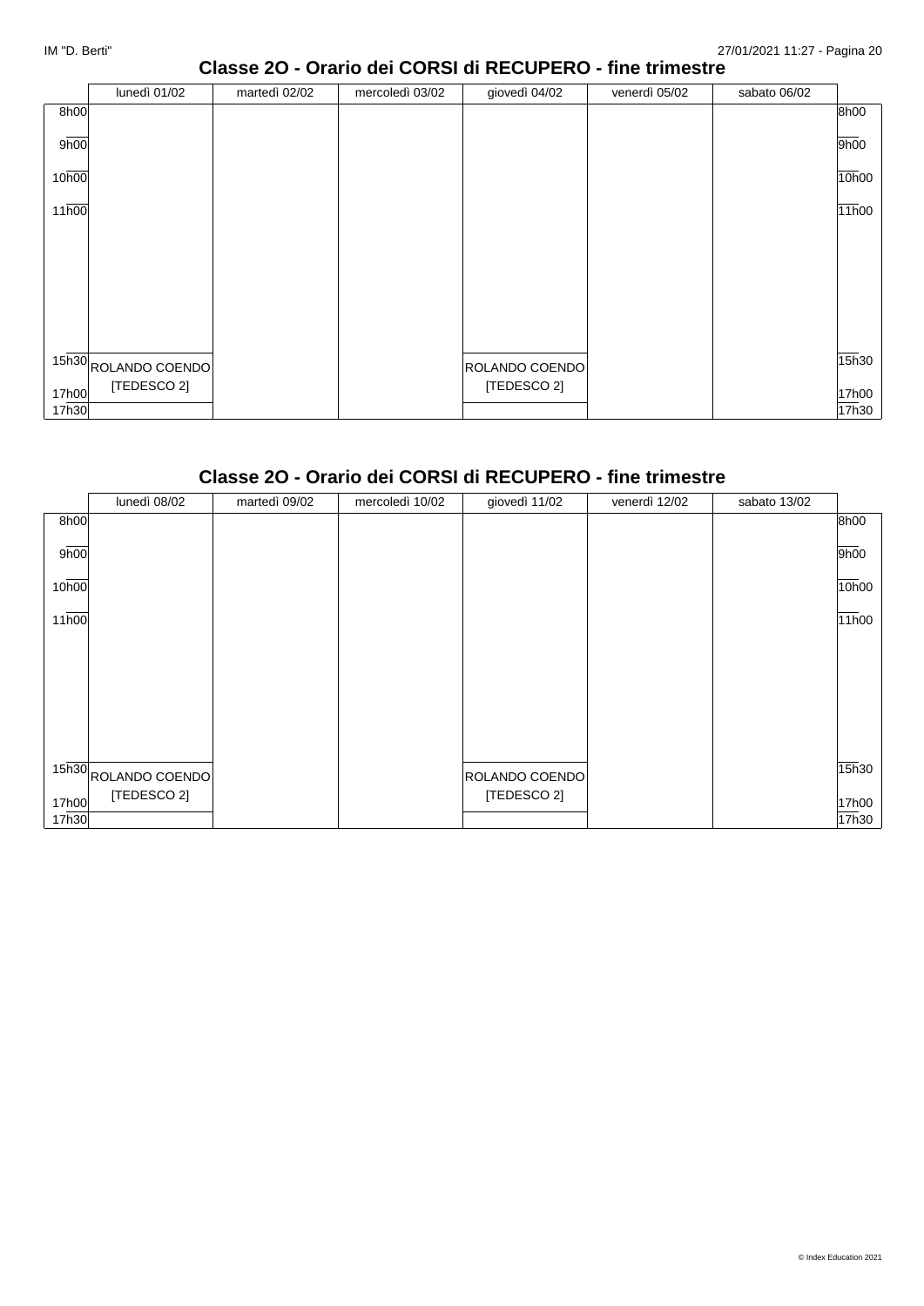## Classe 2O - Orario dei CORSI di RECUPERO - fine trimestre

| | lunedì 01/02 | martedì 02/02 | mercoledì 03/02 | giovedì 04/02 | venerdì 05/02 | sabato 06/02 | |
|---|---|---|---|---|---|---|---|
| 8h00 | | | | | | | 8h00 |
| 9h00 | | | | | | | 9h00 |
| 10h00 | | | | | | | 10h00 |
| 11h00 | | | | | | | 11h00 |
| 15h30 | ROLANDO COENDO [TEDESCO 2] | | | ROLANDO COENDO [TEDESCO 2] | | | 15h30 |
| 17h00 | | | | | | | 17h00 |
| 17h30 | | | | | | | 17h30 |

## Classe 2O - Orario dei CORSI di RECUPERO - fine trimestre

| | lunedì 08/02 | martedì 09/02 | mercoledì 10/02 | giovedì 11/02 | venerdì 12/02 | sabato 13/02 | |
|---|---|---|---|---|---|---|---|
| 8h00 | | | | | | | 8h00 |
| 9h00 | | | | | | | 9h00 |
| 10h00 | | | | | | | 10h00 |
| 11h00 | | | | | | | 11h00 |
| 15h30 | ROLANDO COENDO [TEDESCO 2] | | | ROLANDO COENDO [TEDESCO 2] | | | 15h30 |
| 17h00 | | | | | | | 17h00 |
| 17h30 | | | | | | | 17h30 |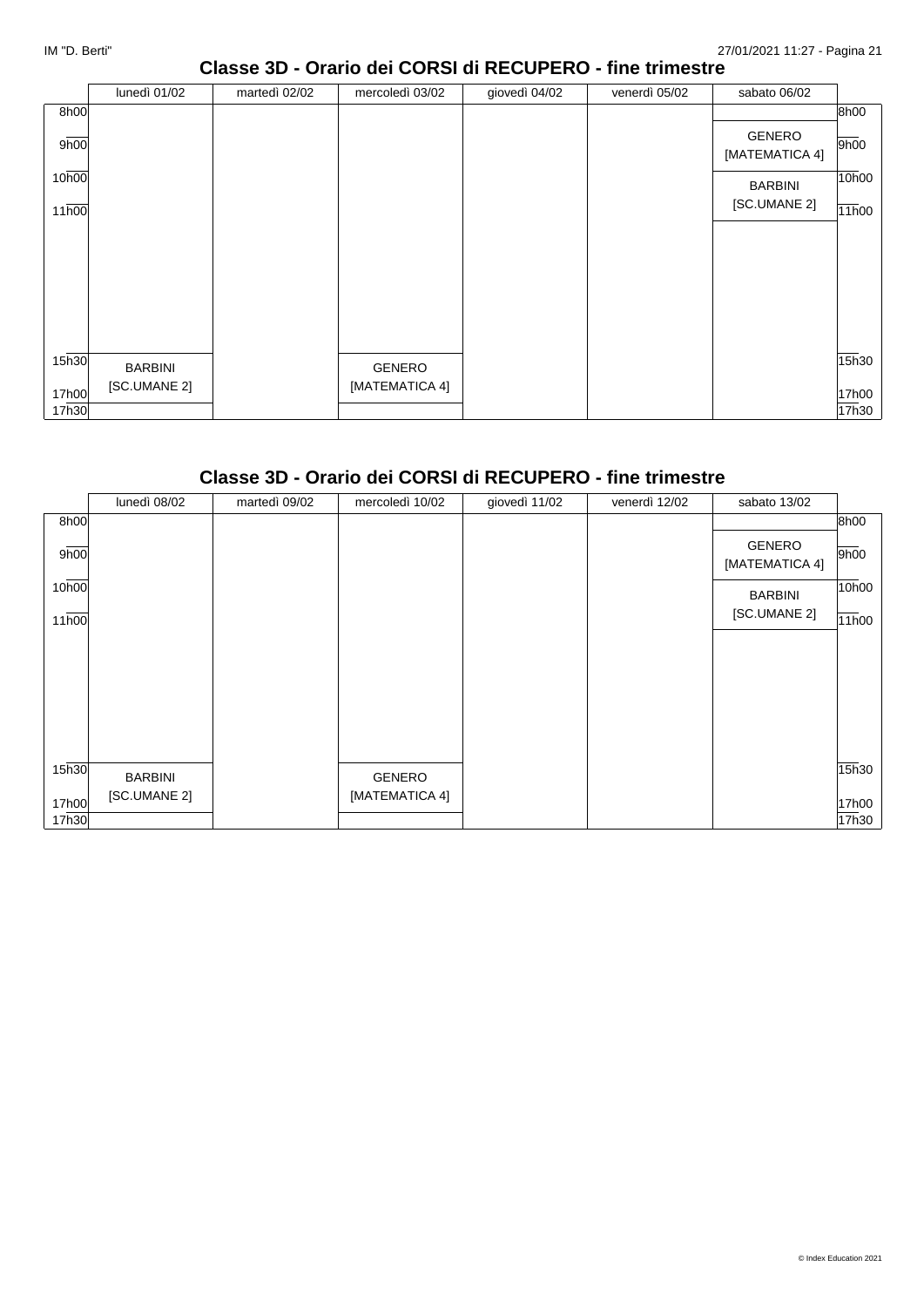## Classe 3D - Orario dei CORSI di RECUPERO - fine trimestre

| | lunedì 01/02 | martedì 02/02 | mercoledì 03/02 | giovedì 04/02 | venerdì 05/02 | sabato 06/02 | |
|---|---|---|---|---|---|---|---|
| 8h00 | | | | | | | 8h00 |
| 9h00 | | | | | | GENERO [MATEMATICA 4] | 9h00 |
| 10h00 | | | | | | BARBINI [SC.UMANE 2] | 10h00 |
| 11h00 | | | | | | | 11h00 |
| 15h30 | BARBINI [SC.UMANE 2] | | GENERO [MATEMATICA 4] | | | | 15h30 |
| 17h00 | | | | | | | 17h00 |
| 17h30 | | | | | | | 17h30 |

## Classe 3D - Orario dei CORSI di RECUPERO - fine trimestre

| | lunedì 08/02 | martedì 09/02 | mercoledì 10/02 | giovedì 11/02 | venerdì 12/02 | sabato 13/02 | |
|---|---|---|---|---|---|---|---|
| 8h00 | | | | | | | 8h00 |
| 9h00 | | | | | | GENERO [MATEMATICA 4] | 9h00 |
| 10h00 | | | | | | BARBINI [SC.UMANE 2] | 10h00 |
| 11h00 | | | | | | | 11h00 |
| 15h30 | BARBINI [SC.UMANE 2] | | GENERO [MATEMATICA 4] | | | | 15h30 |
| 17h00 | | | | | | | 17h00 |
| 17h30 | | | | | | | 17h30 |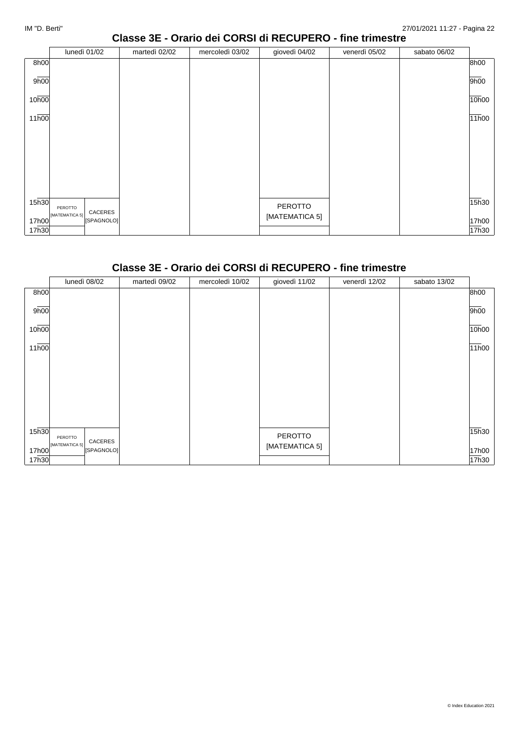## Classe 3E - Orario dei CORSI di RECUPERO - fine trimestre

| | lunedì 01/02 | | martedì 02/02 | mercoledì 03/02 | giovedì 04/02 | venerdì 05/02 | sabato 06/02 | |
|---|---|---|---|---|---|---|---|---|
| 8h00 | | | | | | | | 8h00 |
| 9h00 | | | | | | | | 9h00 |
| 10h00 | | | | | | | | 10h00 |
| 11h00 | | | | | | | | 11h00 |
| 15h30 | PEROTTO [MATEMATICA 5] | CACERES [SPAGNOLO] | | | PEROTTO [MATEMATICA 5] | | | 15h30 |
| 17h00 | | | | | | | | 17h00 |
| 17h30 | | | | | | | | 17h30 |

## Classe 3E - Orario dei CORSI di RECUPERO - fine trimestre

| | lunedì 08/02 | | martedì 09/02 | mercoledì 10/02 | giovedì 11/02 | venerdì 12/02 | sabato 13/02 | |
|---|---|---|---|---|---|---|---|---|
| 8h00 | | | | | | | | 8h00 |
| 9h00 | | | | | | | | 9h00 |
| 10h00 | | | | | | | | 10h00 |
| 11h00 | | | | | | | | 11h00 |
| 15h30 | PEROTTO [MATEMATICA 5] | CACERES [SPAGNOLO] | | | PEROTTO [MATEMATICA 5] | | | 15h30 |
| 17h00 | | | | | | | | 17h00 |
| 17h30 | | | | | | | | 17h30 |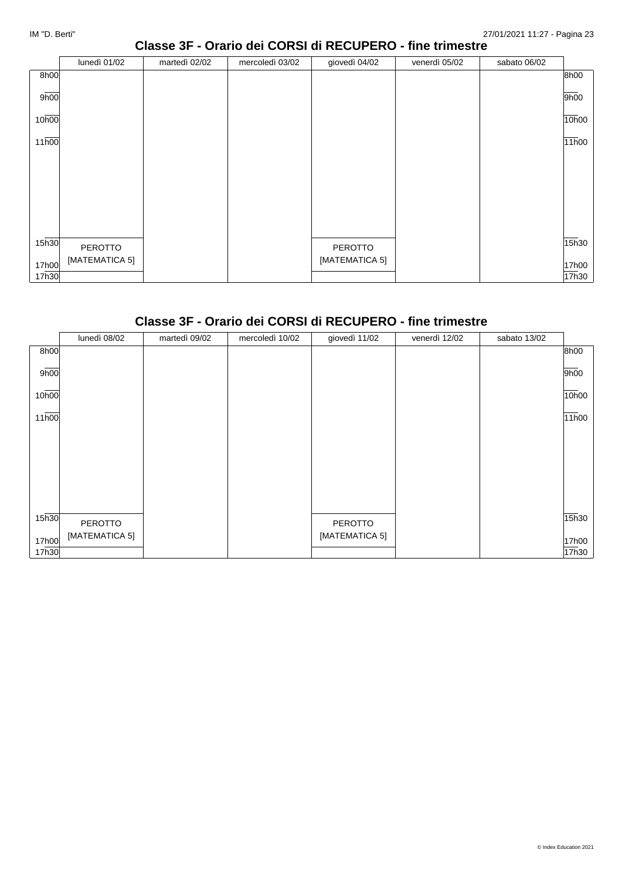## Classe 3F - Orario dei CORSI di RECUPERO - fine trimestre

| | lunedì 01/02 | martedì 02/02 | mercoledì 03/02 | giovedì 04/02 | venerdì 05/02 | sabato 06/02 | |
|---|---|---|---|---|---|---|---|
| 8h00 | | | | | | | 8h00 |
| 9h00 | | | | | | | 9h00 |
| 10h00 | | | | | | | 10h00 |
| 11h00 | | | | | | | 11h00 |
| 15h30 | PEROTTO [MATEMATICA 5] | | | PEROTTO [MATEMATICA 5] | | | 15h30 |
| 17h00 | | | | | | | 17h00 |
| 17h30 | | | | | | | 17h30 |

## Classe 3F - Orario dei CORSI di RECUPERO - fine trimestre

| | lunedì 08/02 | martedì 09/02 | mercoledì 10/02 | giovedì 11/02 | venerdì 12/02 | sabato 13/02 | |
|---|---|---|---|---|---|---|---|
| 8h00 | | | | | | | 8h00 |
| 9h00 | | | | | | | 9h00 |
| 10h00 | | | | | | | 10h00 |
| 11h00 | | | | | | | 11h00 |
| 15h30 | PEROTTO [MATEMATICA 5] | | | PEROTTO [MATEMATICA 5] | | | 15h30 |
| 17h00 | | | | | | | 17h00 |
| 17h30 | | | | | | | 17h30 |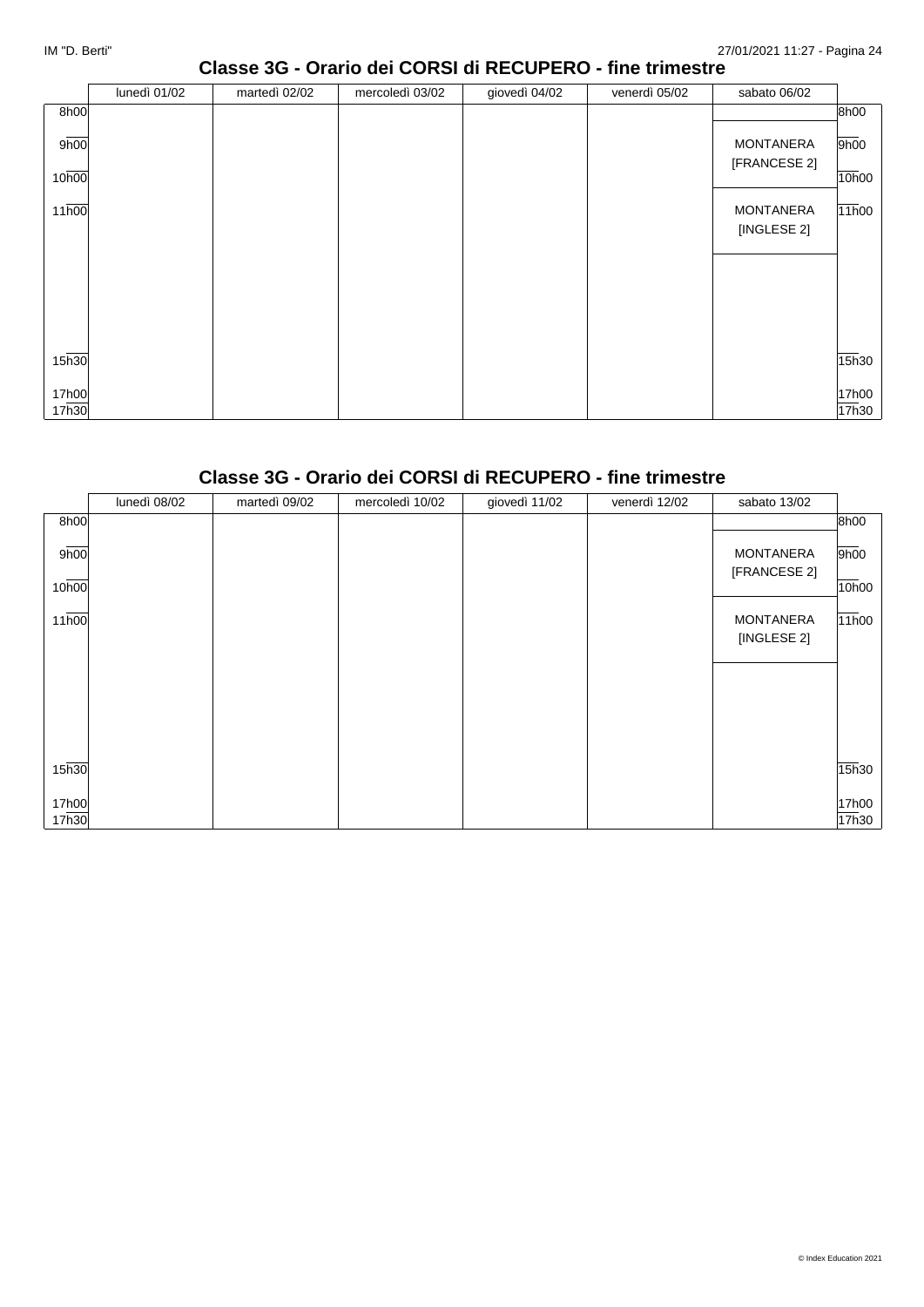## Classe 3G - Orario dei CORSI di RECUPERO - fine trimestre

| | lunedì 01/02 | martedì 02/02 | mercoledì 03/02 | giovedì 04/02 | venerdì 05/02 | sabato 06/02 | |
|---|---|---|---|---|---|---|---|
| 8h00 | | | | | | | 8h00 |
| 9h00 | | | | | | MONTANERA [FRANCESE 2] | 9h00 |
| 10h00 | | | | | | | 10h00 |
| 11h00 | | | | | | MONTANERA [INGLESE 2] | 11h00 |
| 15h30 | | | | | | | 15h30 |
| 17h00 | | | | | | | 17h00 |
| 17h30 | | | | | | | 17h30 |

## Classe 3G - Orario dei CORSI di RECUPERO - fine trimestre

| | lunedì 08/02 | martedì 09/02 | mercoledì 10/02 | giovedì 11/02 | venerdì 12/02 | sabato 13/02 | |
|---|---|---|---|---|---|---|---|
| 8h00 | | | | | | | 8h00 |
| 9h00 | | | | | | MONTANERA [FRANCESE 2] | 9h00 |
| 10h00 | | | | | | | 10h00 |
| 11h00 | | | | | | MONTANERA [INGLESE 2] | 11h00 |
| 15h30 | | | | | | | 15h30 |
| 17h00 | | | | | | | 17h00 |
| 17h30 | | | | | | | 17h30 |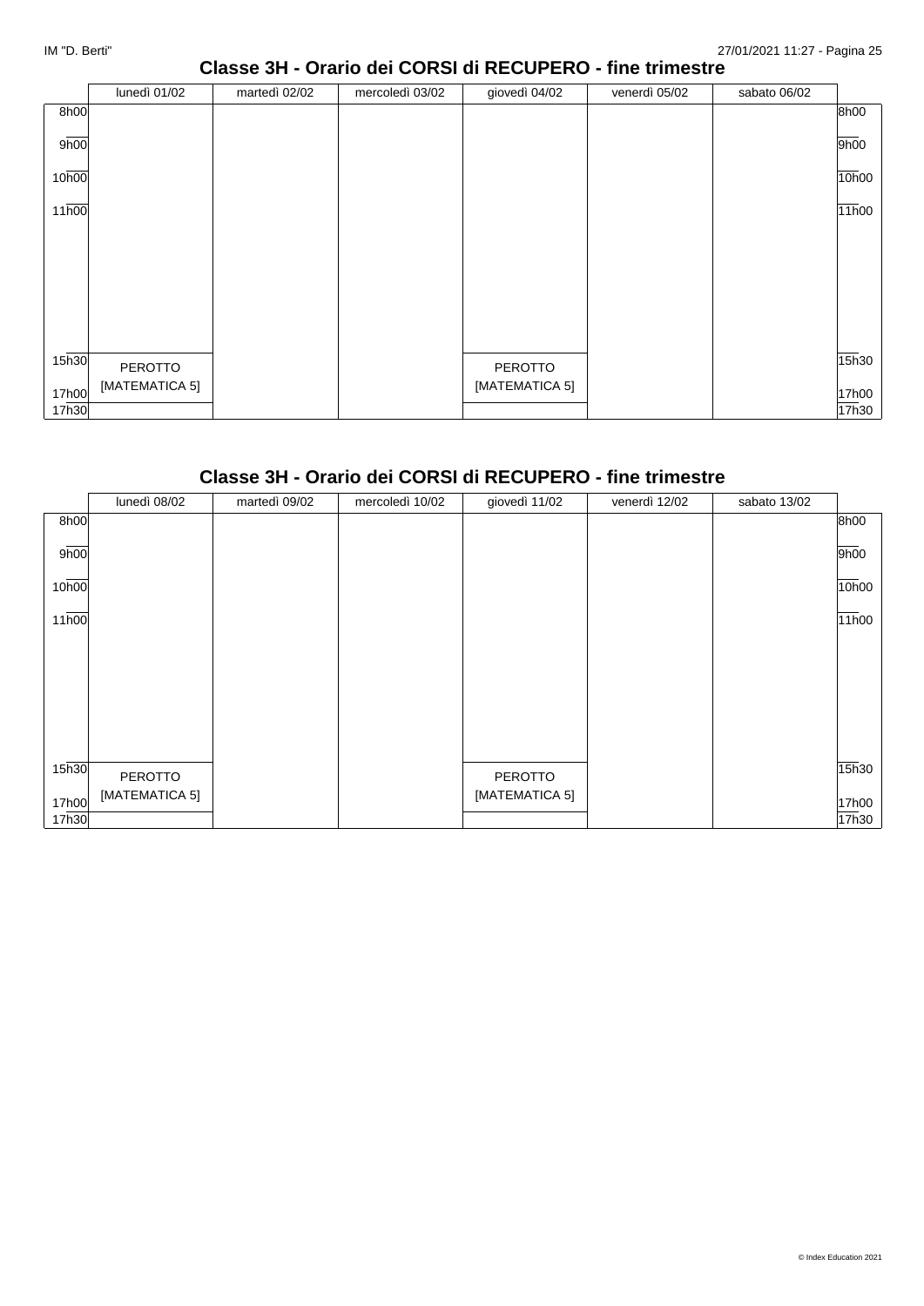## Classe 3H - Orario dei CORSI di RECUPERO - fine trimestre

| | lunedì 01/02 | martedì 02/02 | mercoledì 03/02 | giovedì 04/02 | venerdì 05/02 | sabato 06/02 | |
|---|---|---|---|---|---|---|---|
| 8h00 | | | | | | | 8h00 |
| 9h00 | | | | | | | 9h00 |
| 10h00 | | | | | | | 10h00 |
| 11h00 | | | | | | | 11h00 |
| 15h30 | PEROTTO [MATEMATICA 5] | | | PEROTTO [MATEMATICA 5] | | | 15h30 |
| 17h00 | | | | | | | 17h00 |
| 17h30 | | | | | | | 17h30 |

## Classe 3H - Orario dei CORSI di RECUPERO - fine trimestre

| | lunedì 08/02 | martedì 09/02 | mercoledì 10/02 | giovedì 11/02 | venerdì 12/02 | sabato 13/02 | |
|---|---|---|---|---|---|---|---|
| 8h00 | | | | | | | 8h00 |
| 9h00 | | | | | | | 9h00 |
| 10h00 | | | | | | | 10h00 |
| 11h00 | | | | | | | 11h00 |
| 15h30 | PEROTTO [MATEMATICA 5] | | | PEROTTO [MATEMATICA 5] | | | 15h30 |
| 17h00 | | | | | | | 17h00 |
| 17h30 | | | | | | | 17h30 |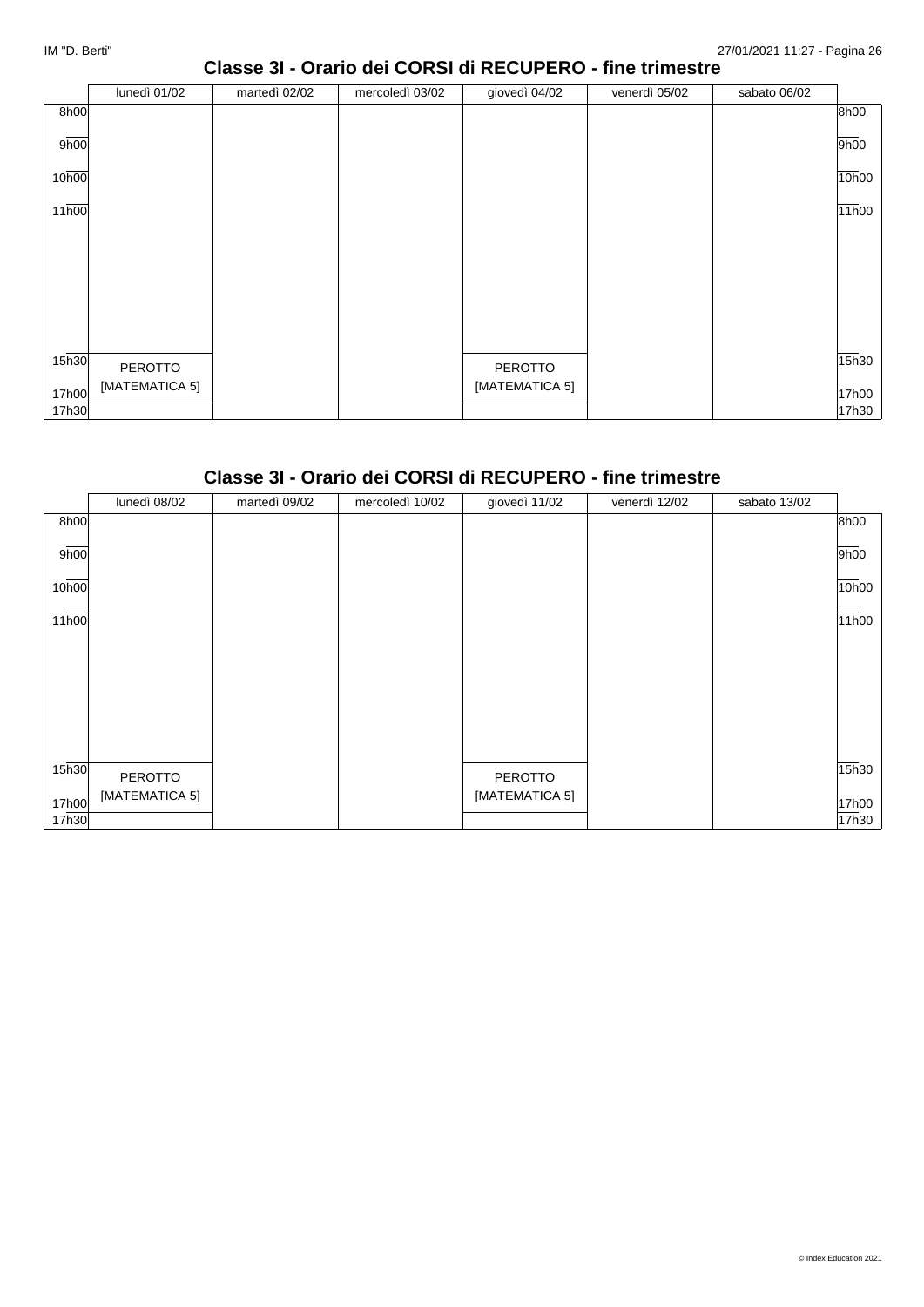## Classe 3I - Orario dei CORSI di RECUPERO - fine trimestre

| | lunedì 01/02 | martedì 02/02 | mercoledì 03/02 | giovedì 04/02 | venerdì 05/02 | sabato 06/02 | |
|---|---|---|---|---|---|---|---|
| 8h00 | | | | | | | 8h00 |
| 9h00 | | | | | | | 9h00 |
| 10h00 | | | | | | | 10h00 |
| 11h00 | | | | | | | 11h00 |
| 15h30 - 17h00 | PEROTTO [MATEMATICA 5] | | | PEROTTO [MATEMATICA 5] | | | 15h30 - 17h00 |
| 17h30 | | | | | | | 17h30 |

## Classe 3I - Orario dei CORSI di RECUPERO - fine trimestre

| | lunedì 08/02 | martedì 09/02 | mercoledì 10/02 | giovedì 11/02 | venerdì 12/02 | sabato 13/02 | |
|---|---|---|---|---|---|---|---|
| 8h00 | | | | | | | 8h00 |
| 9h00 | | | | | | | 9h00 |
| 10h00 | | | | | | | 10h00 |
| 11h00 | | | | | | | 11h00 |
| 15h30 - 17h00 | PEROTTO [MATEMATICA 5] | | | PEROTTO [MATEMATICA 5] | | | 15h30 - 17h00 |
| 17h30 | | | | | | | 17h30 |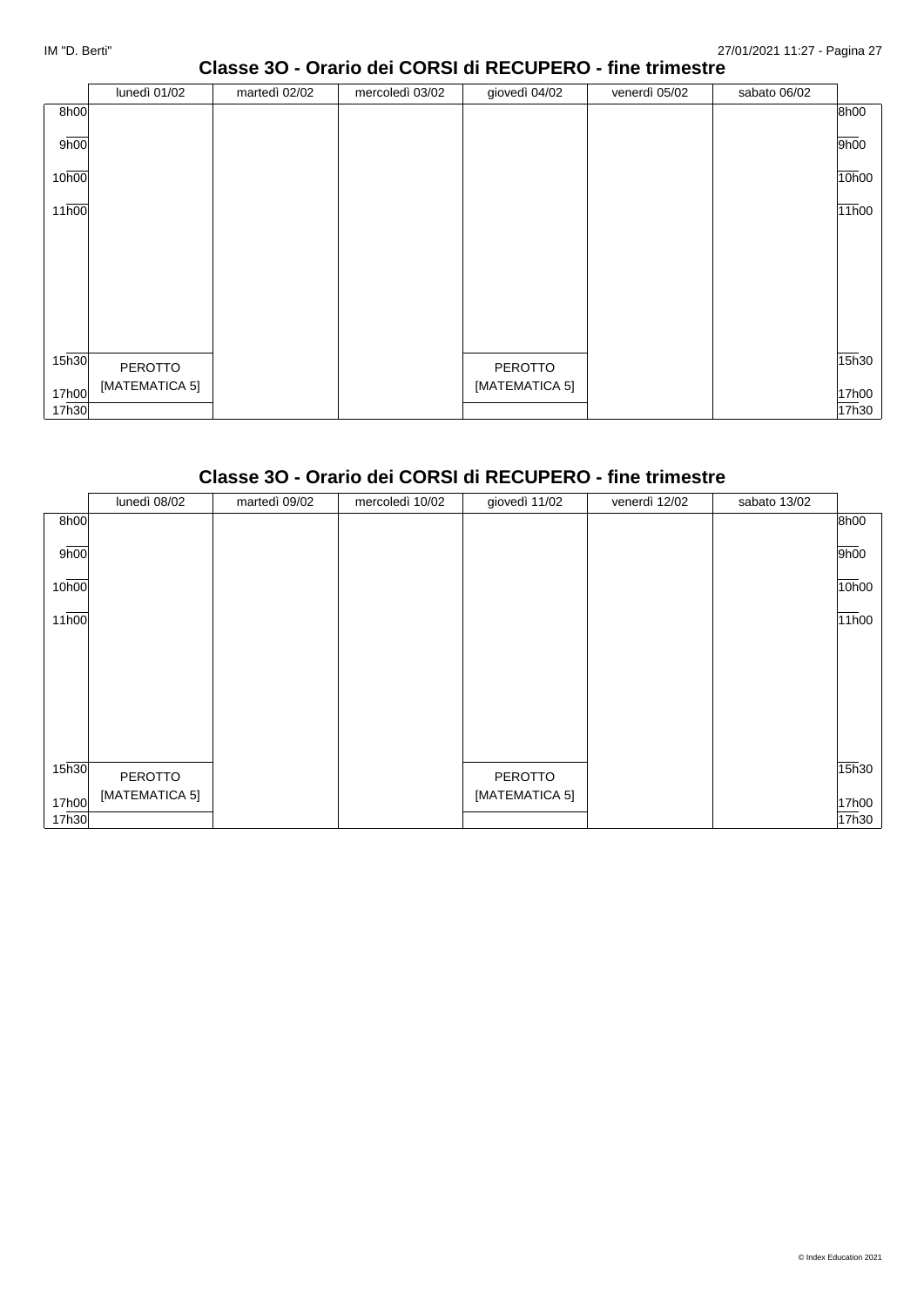## Classe 3O - Orario dei CORSI di RECUPERO - fine trimestre

| | lunedì 01/02 | martedì 02/02 | mercoledì 03/02 | giovedì 04/02 | venerdì 05/02 | sabato 06/02 | |
|---|---|---|---|---|---|---|---|
| 8h00 | | | | | | | 8h00 |
| 9h00 | | | | | | | 9h00 |
| 10h00 | | | | | | | 10h00 |
| 11h00 | | | | | | | 11h00 |
| 15h30 | PEROTTO [MATEMATICA 5] | | | PEROTTO [MATEMATICA 5] | | | 15h30 |
| 17h00 | | | | | | | 17h00 |
| 17h30 | | | | | | | 17h30 |

## Classe 3O - Orario dei CORSI di RECUPERO - fine trimestre

| | lunedì 08/02 | martedì 09/02 | mercoledì 10/02 | giovedì 11/02 | venerdì 12/02 | sabato 13/02 | |
|---|---|---|---|---|---|---|---|
| 8h00 | | | | | | | 8h00 |
| 9h00 | | | | | | | 9h00 |
| 10h00 | | | | | | | 10h00 |
| 11h00 | | | | | | | 11h00 |
| 15h30 | PEROTTO [MATEMATICA 5] | | | PEROTTO [MATEMATICA 5] | | | 15h30 |
| 17h00 | | | | | | | 17h00 |
| 17h30 | | | | | | | 17h30 |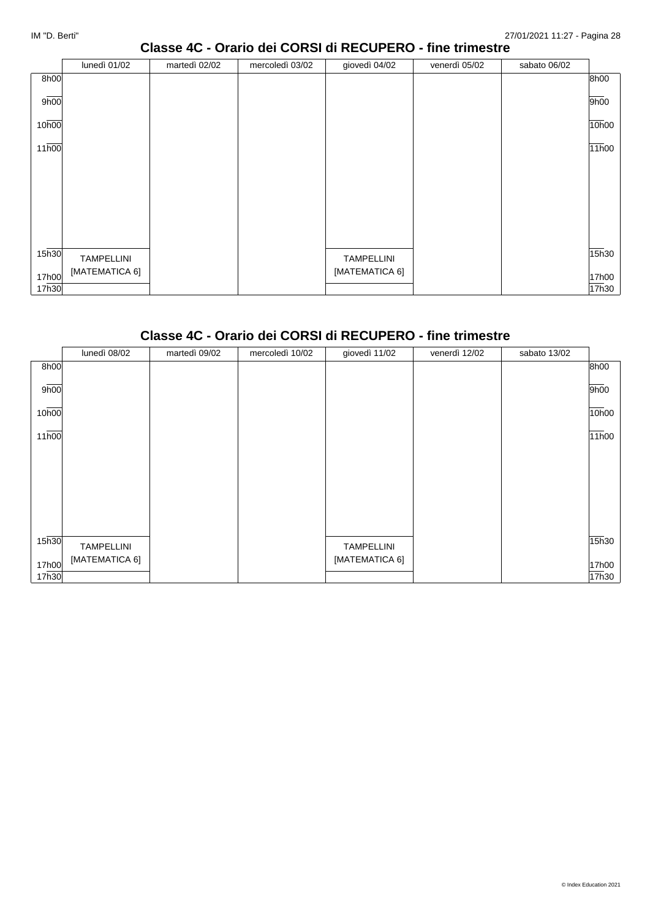## Classe 4C - Orario dei CORSI di RECUPERO - fine trimestre

| | lunedì 01/02 | martedì 02/02 | mercoledì 03/02 | giovedì 04/02 | venerdì 05/02 | sabato 06/02 | |
|---|---|---|---|---|---|---|---|
| 8h00 | | | | | | | 8h00 |
| 9h00 | | | | | | | 9h00 |
| 10h00 | | | | | | | 10h00 |
| 11h00 | | | | | | | 11h00 |
| 15h30 - 17h00 | TAMPELLINI [MATEMATICA 6] | | | TAMPELLINI [MATEMATICA 6] | | | 15h30 - 17h00 |
| 17h30 | | | | | | | 17h30 |

## Classe 4C - Orario dei CORSI di RECUPERO - fine trimestre

| | lunedì 08/02 | martedì 09/02 | mercoledì 10/02 | giovedì 11/02 | venerdì 12/02 | sabato 13/02 | |
|---|---|---|---|---|---|---|---|
| 8h00 | | | | | | | 8h00 |
| 9h00 | | | | | | | 9h00 |
| 10h00 | | | | | | | 10h00 |
| 11h00 | | | | | | | 11h00 |
| 15h30 - 17h00 | TAMPELLINI [MATEMATICA 6] | | | TAMPELLINI [MATEMATICA 6] | | | 15h30 - 17h00 |
| 17h30 | | | | | | | 17h30 |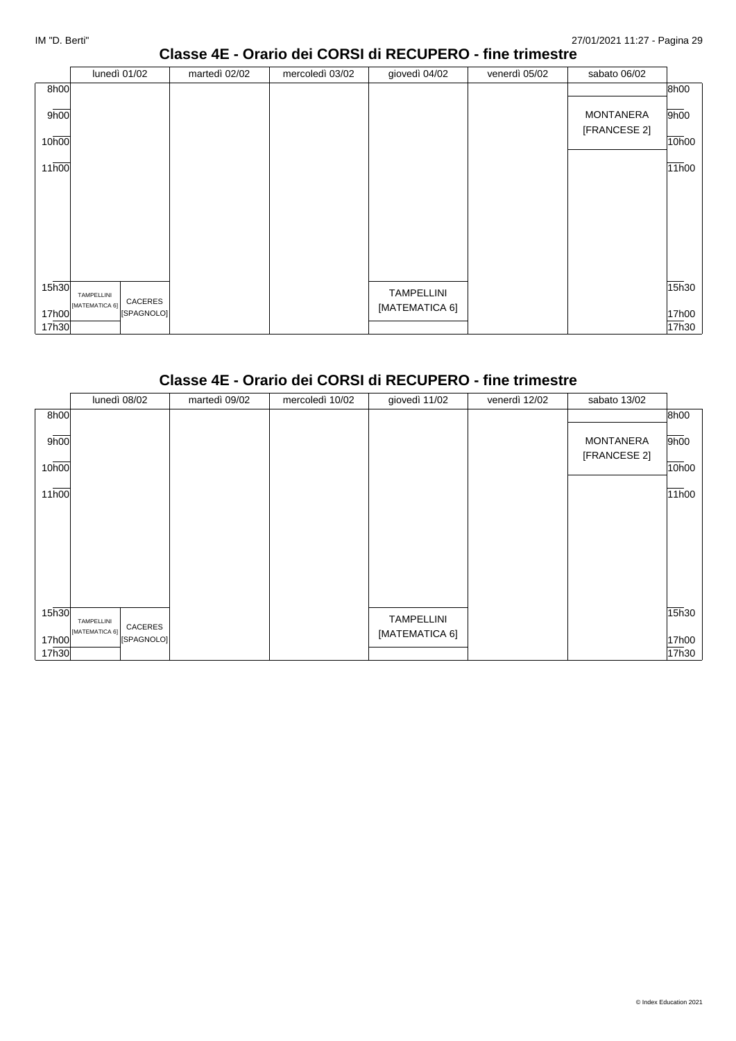## Classe 4E - Orario dei CORSI di RECUPERO - fine trimestre

| | lunedì 01/02 | martedì 02/02 | mercoledì 03/02 | giovedì 04/02 | venerdì 05/02 | sabato 06/02 | |
|---|---|---|---|---|---|---|---|
| 8h00 | | | | | | | 8h00 |
| 9h00 | | | | | | MONTANERA [FRANCESE 2] | 9h00 |
| 10h00 | | | | | | | 10h00 |
| 11h00 | | | | | | | 11h00 |
| 15h30 | TAMPELLINI [MATEMATICA 6] / CACERES [SPAGNOLO] | | | TAMPELLINI [MATEMATICA 6] | | | 15h30 |
| 17h00 | | | | | | | 17h00 |
| 17h30 | | | | | | | 17h30 |

## Classe 4E - Orario dei CORSI di RECUPERO - fine trimestre

| | lunedì 08/02 | martedì 09/02 | mercoledì 10/02 | giovedì 11/02 | venerdì 12/02 | sabato 13/02 | |
|---|---|---|---|---|---|---|---|
| 8h00 | | | | | | | 8h00 |
| 9h00 | | | | | | MONTANERA [FRANCESE 2] | 9h00 |
| 10h00 | | | | | | | 10h00 |
| 11h00 | | | | | | | 11h00 |
| 15h30 | TAMPELLINI [MATEMATICA 6] / CACERES [SPAGNOLO] | | | TAMPELLINI [MATEMATICA 6] | | | 15h30 |
| 17h00 | | | | | | | 17h00 |
| 17h30 | | | | | | | 17h30 |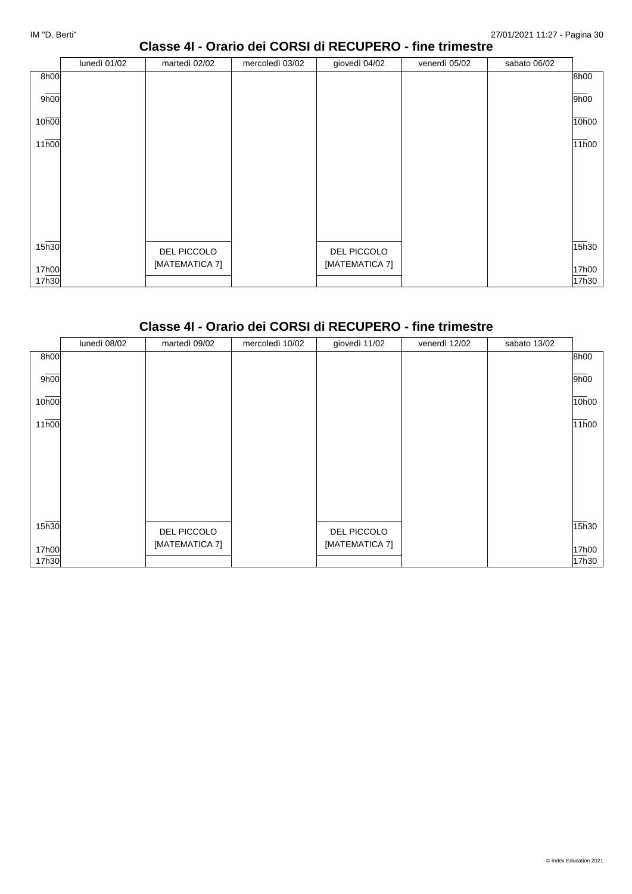## Classe 4I - Orario dei CORSI di RECUPERO - fine trimestre

| | lunedì 01/02 | martedì 02/02 | mercoledì 03/02 | giovedì 04/02 | venerdì 05/02 | sabato 06/02 |
|---|---|---|---|---|---|---|
| 8h00 | | | | | | |
| 9h00 | | | | | | |
| 10h00 | | | | | | |
| 11h00 | | | | | | |
| 15h30 | | DEL PICCOLO [MATEMATICA 7] | | DEL PICCOLO [MATEMATICA 7] | | |
| 17h00 | | | | | | |
| 17h30 | | | | | | |

## Classe 4I - Orario dei CORSI di RECUPERO - fine trimestre

| | lunedì 08/02 | martedì 09/02 | mercoledì 10/02 | giovedì 11/02 | venerdì 12/02 | sabato 13/02 |
|---|---|---|---|---|---|---|
| 8h00 | | | | | | |
| 9h00 | | | | | | |
| 10h00 | | | | | | |
| 11h00 | | | | | | |
| 15h30 | | DEL PICCOLO [MATEMATICA 7] | | DEL PICCOLO [MATEMATICA 7] | | |
| 17h00 | | | | | | |
| 17h30 | | | | | | |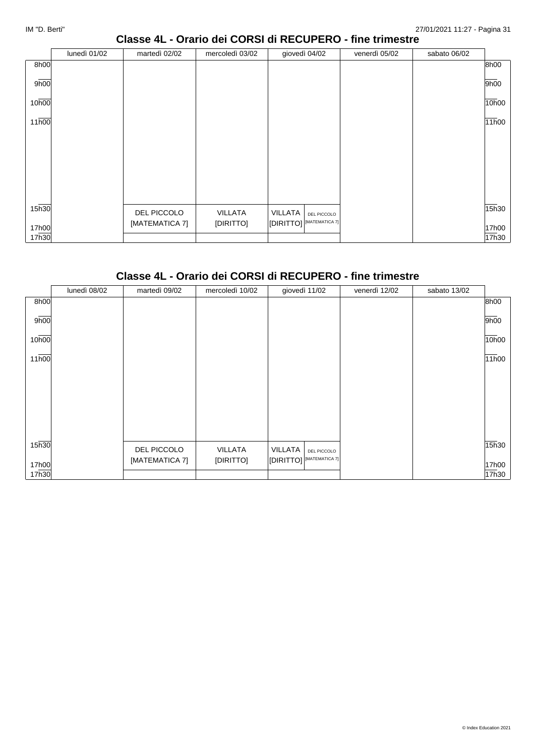## Classe 4L - Orario dei CORSI di RECUPERO - fine trimestre

| | lunedì 01/02 | martedì 02/02 | mercoledì 03/02 | giovedì 04/02 | venerdì 05/02 | sabato 06/02 |
|---|---|---|---|---|---|---|
| 8h00 | | | | | | |
| 9h00 | | | | | | |
| 10h00 | | | | | | |
| 11h00 | | | | | | |
| 15h30 | | DEL PICCOLO [MATEMATICA 7] | VILLATA [DIRITTO] | VILLATA [DIRITTO] / DEL PICCOLO [MATEMATICA 7] | | |
| 17h00 | | | | | | |
| 17h30 | | | | | | |

## Classe 4L - Orario dei CORSI di RECUPERO - fine trimestre

| | lunedì 08/02 | martedì 09/02 | mercoledì 10/02 | giovedì 11/02 | venerdì 12/02 | sabato 13/02 |
|---|---|---|---|---|---|---|
| 8h00 | | | | | | |
| 9h00 | | | | | | |
| 10h00 | | | | | | |
| 11h00 | | | | | | |
| 15h30 | | DEL PICCOLO [MATEMATICA 7] | VILLATA [DIRITTO] | VILLATA [DIRITTO] / DEL PICCOLO [MATEMATICA 7] | | |
| 17h00 | | | | | | |
| 17h30 | | | | | | |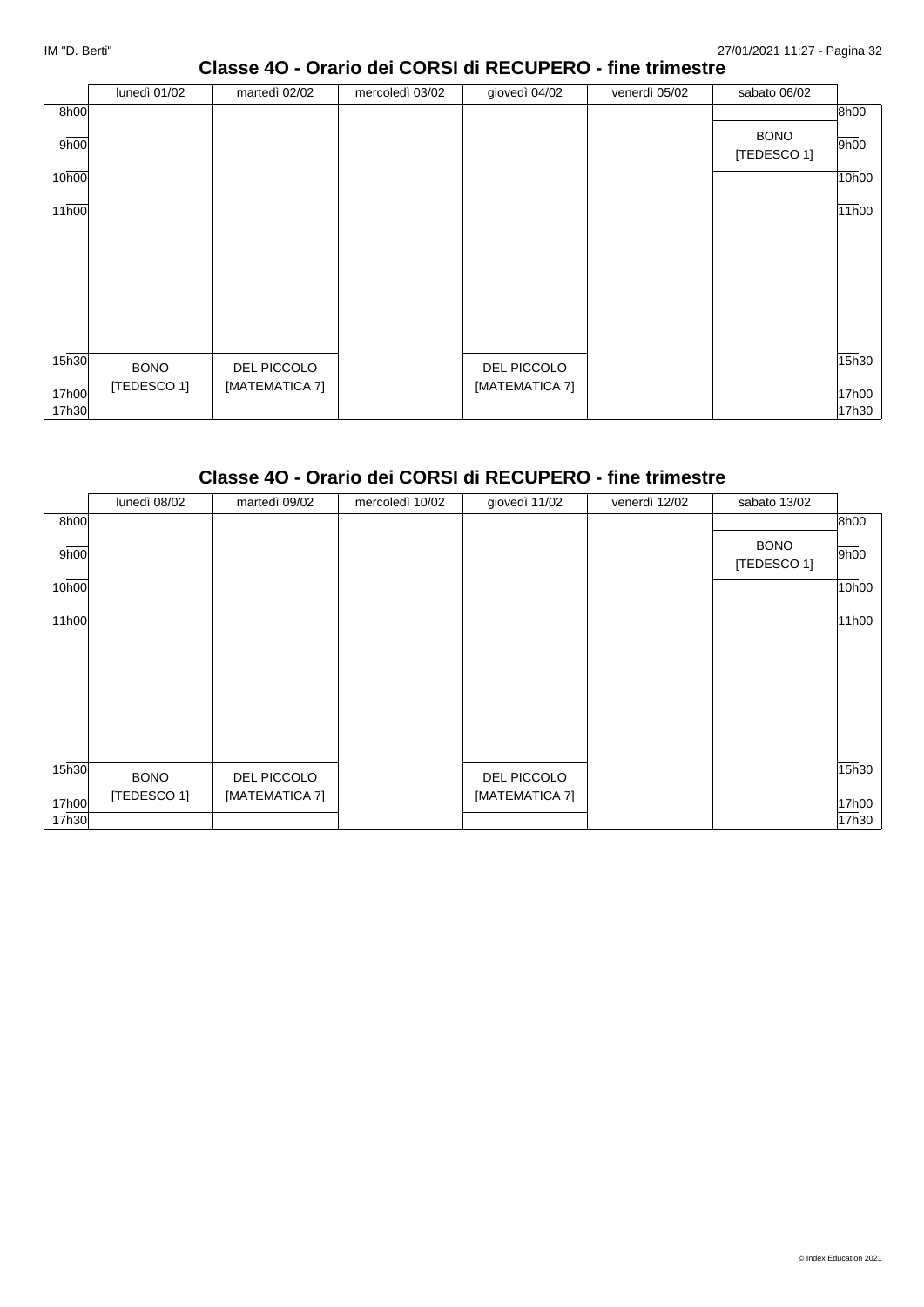## Classe 4O - Orario dei CORSI di RECUPERO - fine trimestre

| | lunedì 01/02 | martedì 02/02 | mercoledì 03/02 | giovedì 04/02 | venerdì 05/02 | sabato 06/02 |
|---|---|---|---|---|---|---|
| 8h00 | | | | | | |
| 9h00 | | | | | | BONO [TEDESCO 1] |
| 10h00 | | | | | | |
| 11h00 | | | | | | |
| 15h30 | BONO [TEDESCO 1] | DEL PICCOLO [MATEMATICA 7] | | DEL PICCOLO [MATEMATICA 7] | | |
| 17h00 | | | | | | |
| 17h30 | | | | | | |

## Classe 4O - Orario dei CORSI di RECUPERO - fine trimestre

| | lunedì 08/02 | martedì 09/02 | mercoledì 10/02 | giovedì 11/02 | venerdì 12/02 | sabato 13/02 |
|---|---|---|---|---|---|---|
| 8h00 | | | | | | |
| 9h00 | | | | | | BONO [TEDESCO 1] |
| 10h00 | | | | | | |
| 11h00 | | | | | | |
| 15h30 | BONO [TEDESCO 1] | DEL PICCOLO [MATEMATICA 7] | | DEL PICCOLO [MATEMATICA 7] | | |
| 17h00 | | | | | | |
| 17h30 | | | | | | |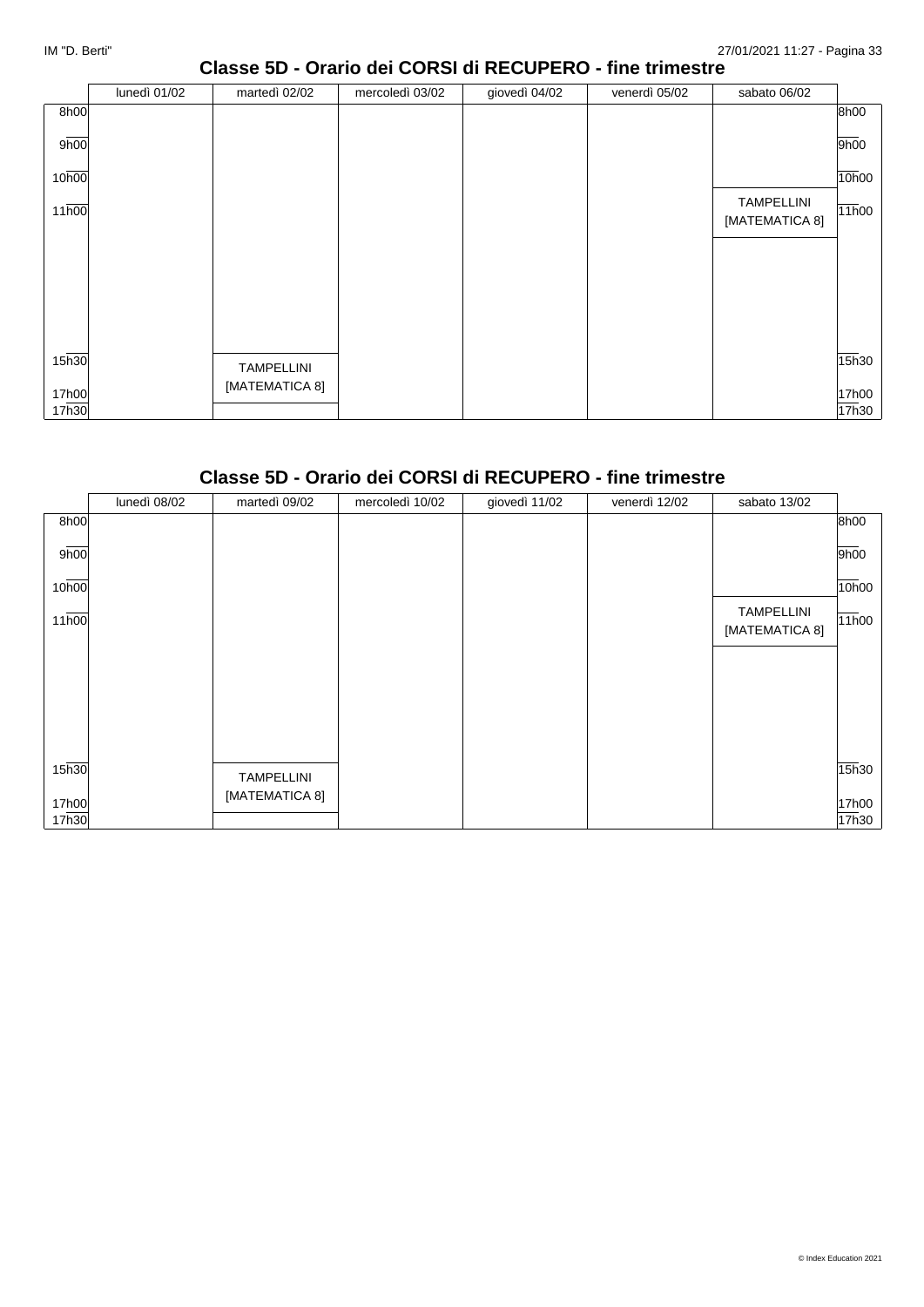## Classe 5D - Orario dei CORSI di RECUPERO - fine trimestre

| | lunedì 01/02 | martedì 02/02 | mercoledì 03/02 | giovedì 04/02 | venerdì 05/02 | sabato 06/02 | |
|---|---|---|---|---|---|---|---|
| 8h00 | | | | | | | 8h00 |
| 9h00 | | | | | | | 9h00 |
| 10h00 | | | | | | | 10h00 |
| 11h00 | | | | | | TAMPELLINI [MATEMATICA 8] | 11h00 |
| 15h30 | | TAMPELLINI [MATEMATICA 8] | | | | | 15h30 |
| 17h00 | | | | | | | 17h00 |
| 17h30 | | | | | | | 17h30 |

## Classe 5D - Orario dei CORSI di RECUPERO - fine trimestre

| | lunedì 08/02 | martedì 09/02 | mercoledì 10/02 | giovedì 11/02 | venerdì 12/02 | sabato 13/02 | |
|---|---|---|---|---|---|---|---|
| 8h00 | | | | | | | 8h00 |
| 9h00 | | | | | | | 9h00 |
| 10h00 | | | | | | | 10h00 |
| 11h00 | | | | | | TAMPELLINI [MATEMATICA 8] | 11h00 |
| 15h30 | | TAMPELLINI [MATEMATICA 8] | | | | | 15h30 |
| 17h00 | | | | | | | 17h00 |
| 17h30 | | | | | | | 17h30 |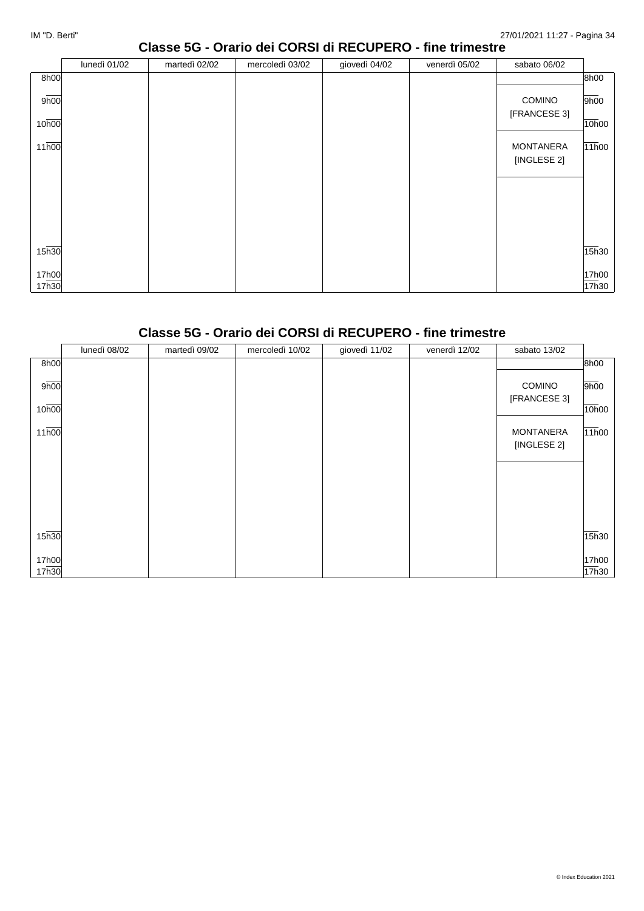## Classe 5G - Orario dei CORSI di RECUPERO - fine trimestre

| | lunedì 01/02 | martedì 02/02 | mercoledì 03/02 | giovedì 04/02 | venerdì 05/02 | sabato 06/02 | |
|---|---|---|---|---|---|---|---|
| 8h00 | | | | | | | 8h00 |
| 9h00 | | | | | | COMINO [FRANCESE 3] | 9h00 |
| 10h00 | | | | | | | 10h00 |
| 11h00 | | | | | | MONTANERA [INGLESE 2] | 11h00 |
| 15h30 | | | | | | | 15h30 |
| 17h00 | | | | | | | 17h00 |
| 17h30 | | | | | | | 17h30 |

## Classe 5G - Orario dei CORSI di RECUPERO - fine trimestre

| | lunedì 08/02 | martedì 09/02 | mercoledì 10/02 | giovedì 11/02 | venerdì 12/02 | sabato 13/02 | |
|---|---|---|---|---|---|---|---|
| 8h00 | | | | | | | 8h00 |
| 9h00 | | | | | | COMINO [FRANCESE 3] | 9h00 |
| 10h00 | | | | | | | 10h00 |
| 11h00 | | | | | | MONTANERA [INGLESE 2] | 11h00 |
| 15h30 | | | | | | | 15h30 |
| 17h00 | | | | | | | 17h00 |
| 17h30 | | | | | | | 17h30 |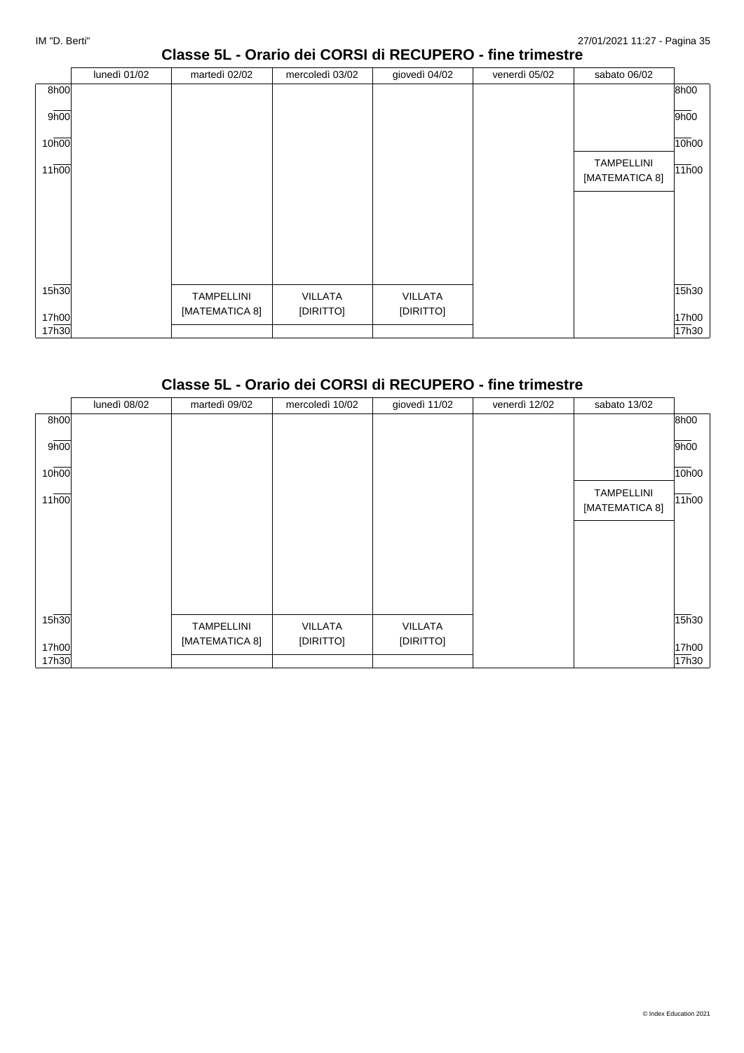## Classe 5L - Orario dei CORSI di RECUPERO - fine trimestre

| | lunedì 01/02 | martedì 02/02 | mercoledì 03/02 | giovedì 04/02 | venerdì 05/02 | sabato 06/02 | |
|---|---|---|---|---|---|---|---|
| 8h00 | | | | | | | 8h00 |
| 9h00 | | | | | | | 9h00 |
| 10h00 | | | | | | | 10h00 |
| 11h00 | | | | | | TAMPELLINI [MATEMATICA 8] | 11h00 |
| 15h30 | | TAMPELLINI [MATEMATICA 8] | VILLATA [DIRITTO] | VILLATA [DIRITTO] | | | 15h30 |
| 17h00 | | | | | | | 17h00 |
| 17h30 | | | | | | | 17h30 |

## Classe 5L - Orario dei CORSI di RECUPERO - fine trimestre

| | lunedì 08/02 | martedì 09/02 | mercoledì 10/02 | giovedì 11/02 | venerdì 12/02 | sabato 13/02 | |
|---|---|---|---|---|---|---|---|
| 8h00 | | | | | | | 8h00 |
| 9h00 | | | | | | | 9h00 |
| 10h00 | | | | | | | 10h00 |
| 11h00 | | | | | | TAMPELLINI [MATEMATICA 8] | 11h00 |
| 15h30 | | TAMPELLINI [MATEMATICA 8] | VILLATA [DIRITTO] | VILLATA [DIRITTO] | | | 15h30 |
| 17h00 | | | | | | | 17h00 |
| 17h30 | | | | | | | 17h30 |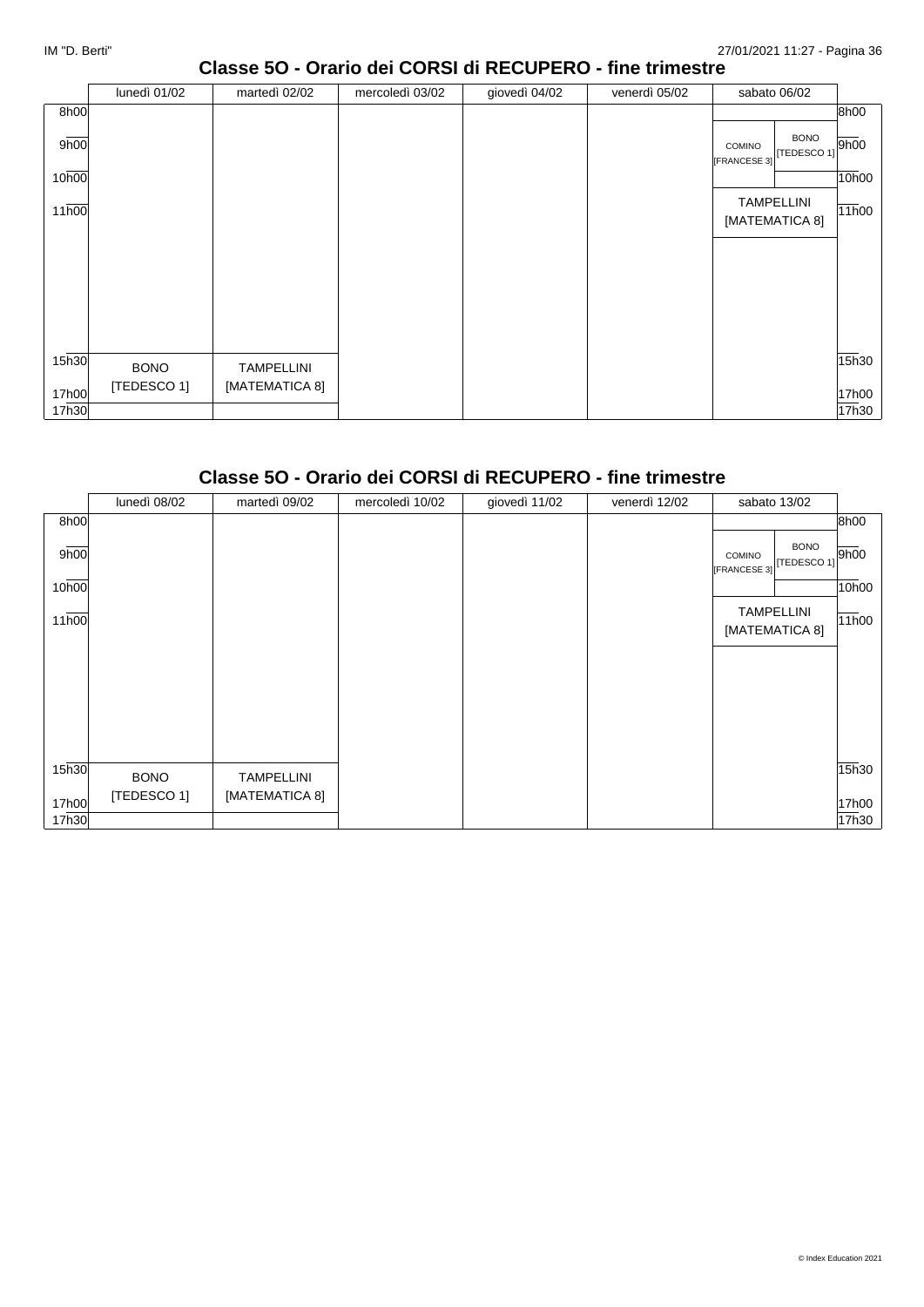## Classe 5O - Orario dei CORSI di RECUPERO - fine trimestre

| | lunedì 01/02 | martedì 02/02 | mercoledì 03/02 | giovedì 04/02 | venerdì 05/02 | sabato 06/02 | |
|---|---|---|---|---|---|---|---|
| 8h00 | | | | | | | 8h00 |
| 9h00 | | | | | | COMINO [FRANCESE 3] / BONO [TEDESCO 1] | 9h00 |
| 10h00 | | | | | | | 10h00 |
| 11h00 | | | | | | TAMPELLINI [MATEMATICA 8] | 11h00 |
| 15h30 | BONO [TEDESCO 1] | TAMPELLINI [MATEMATICA 8] | | | | | 15h30 |
| 17h00 | | | | | | | 17h00 |
| 17h30 | | | | | | | 17h30 |

## Classe 5O - Orario dei CORSI di RECUPERO - fine trimestre

| | lunedì 08/02 | martedì 09/02 | mercoledì 10/02 | giovedì 11/02 | venerdì 12/02 | sabato 13/02 | |
|---|---|---|---|---|---|---|---|
| 8h00 | | | | | | | 8h00 |
| 9h00 | | | | | | COMINO [FRANCESE 3] / BONO [TEDESCO 1] | 9h00 |
| 10h00 | | | | | | | 10h00 |
| 11h00 | | | | | | TAMPELLINI [MATEMATICA 8] | 11h00 |
| 15h30 | BONO [TEDESCO 1] | TAMPELLINI [MATEMATICA 8] | | | | | 15h30 |
| 17h00 | | | | | | | 17h00 |
| 17h30 | | | | | | | 17h30 |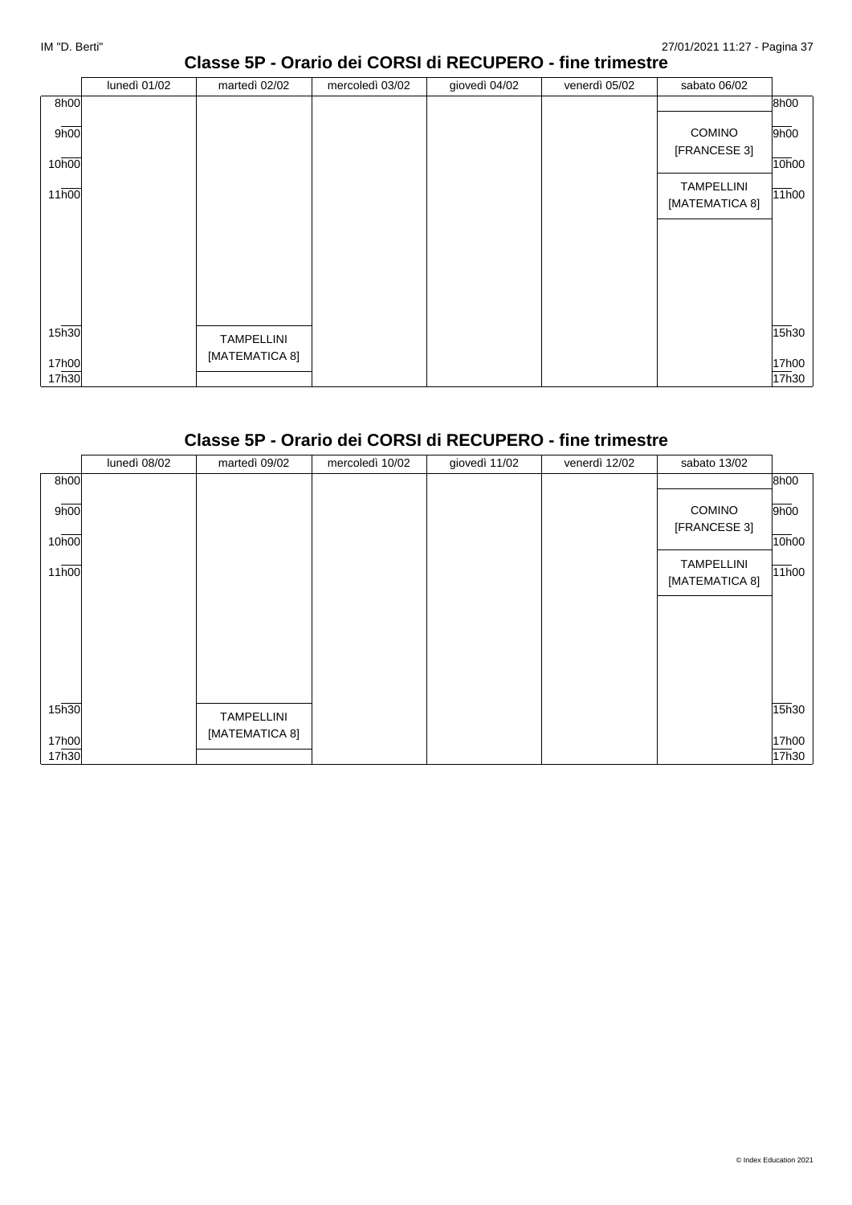## Classe 5P - Orario dei CORSI di RECUPERO - fine trimestre

| | lunedì 01/02 | martedì 02/02 | mercoledì 03/02 | giovedì 04/02 | venerdì 05/02 | sabato 06/02 | |
|---|---|---|---|---|---|---|---|
| 8h00 | | | | | | | 8h00 |
| 9h00 | | | | | | COMINO [FRANCESE 3] | 9h00 |
| 10h00 | | | | | | | 10h00 |
| 11h00 | | | | | | TAMPELLINI [MATEMATICA 8] | 11h00 |
| 15h30 | | TAMPELLINI [MATEMATICA 8] | | | | | 15h30 |
| 17h00 | | | | | | | 17h00 |
| 17h30 | | | | | | | 17h30 |

## Classe 5P - Orario dei CORSI di RECUPERO - fine trimestre

| | lunedì 08/02 | martedì 09/02 | mercoledì 10/02 | giovedì 11/02 | venerdì 12/02 | sabato 13/02 | |
|---|---|---|---|---|---|---|---|
| 8h00 | | | | | | | 8h00 |
| 9h00 | | | | | | COMINO [FRANCESE 3] | 9h00 |
| 10h00 | | | | | | | 10h00 |
| 11h00 | | | | | | TAMPELLINI [MATEMATICA 8] | 11h00 |
| 15h30 | | TAMPELLINI [MATEMATICA 8] | | | | | 15h30 |
| 17h00 | | | | | | | 17h00 |
| 17h30 | | | | | | | 17h30 |